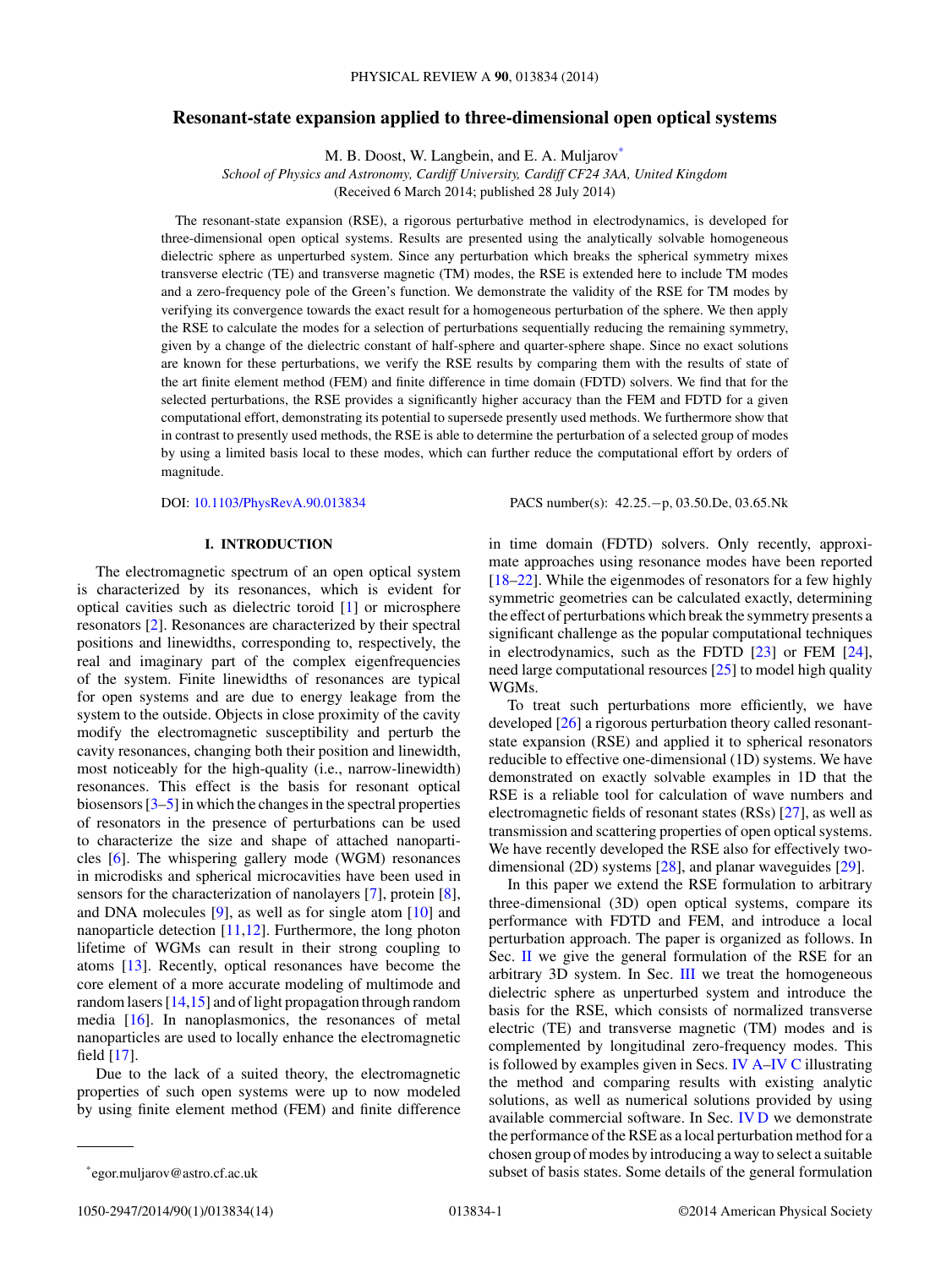# Resonant-state expansion applied to three-dimensional open optical systems

M. B. Doost, W. Langbein, and E. A. Muljarov[*]

*School of Physics and Astronomy, Cardiff University, Cardiff CF24 3AA, United Kingdom*

(Received 6 March 2014; published 28 July 2014)

The resonant-state expansion (RSE), a rigorous perturbative method in electrodynamics, is developed for three-dimensional open optical systems. Results are presented using the analytically solvable homogeneous dielectric sphere as unperturbed system. Since any perturbation which breaks the spherical symmetry mixes transverse electric (TE) and transverse magnetic (TM) modes, the RSE is extended here to include TM modes and a zero-frequency pole of the Green's function. We demonstrate the validity of the RSE for TM modes by verifying its convergence towards the exact result for a homogeneous perturbation of the sphere. We then apply the RSE to calculate the modes for a selection of perturbations sequentially reducing the remaining symmetry, given by a change of the dielectric constant of half-sphere and quarter-sphere shape. Since no exact solutions are known for these perturbations, we verify the RSE results by comparing them with the results of state of the art finite element method (FEM) and finite difference in time domain (FDTD) solvers. We find that for the selected perturbations, the RSE provides a significantly higher accuracy than the FEM and FDTD for a given computational effort, demonstrating its potential to supersede presently used methods. We furthermore show that in contrast to presently used methods, the RSE is able to determine the perturbation of a selected group of modes by using a limited basis local to these modes, which can further reduce the computational effort by orders of magnitude.

DOI: 10.1103/PhysRevA.90.013834 PACS number(s): 42.25.−p, 03.50.De, 03.65.Nk

## I. INTRODUCTION

The electromagnetic spectrum of an open optical system is characterized by its resonances, which is evident for optical cavities such as dielectric toroid [1] or microsphere resonators [2]. Resonances are characterized by their spectral positions and linewidths, corresponding to, respectively, the real and imaginary part of the complex eigenfrequencies of the system. Finite linewidths of resonances are typical for open systems and are due to energy leakage from the system to the outside. Objects in close proximity of the cavity modify the electromagnetic susceptibility and perturb the cavity resonances, changing both their position and linewidth, most noticeably for the high-quality (i.e., narrow-linewidth) resonances. This effect is the basis for resonant optical biosensors [3–5] in which the changes in the spectral properties of resonators in the presence of perturbations can be used to characterize the size and shape of attached nanoparticles [6]. The whispering gallery mode (WGM) resonances in microdisks and spherical microcavities have been used in sensors for the characterization of nanolayers [7], protein [8], and DNA molecules [9], as well as for single atom [10] and nanoparticle detection [11,12]. Furthermore, the long photon lifetime of WGMs can result in their strong coupling to atoms [13]. Recently, optical resonances have become the core element of a more accurate modeling of multimode and random lasers [14,15] and of light propagation through random media [16]. In nanoplasmonics, the resonances of metal nanoparticles are used to locally enhance the electromagnetic field [17].

Due to the lack of a suited theory, the electromagnetic properties of such open systems were up to now modeled by using finite element method (FEM) and finite difference in time domain (FDTD) solvers. Only recently, approximate approaches using resonance modes have been reported [18–22]. While the eigenmodes of resonators for a few highly symmetric geometries can be calculated exactly, determining the effect of perturbations which break the symmetry presents a significant challenge as the popular computational techniques in electrodynamics, such as the FDTD [23] or FEM [24], need large computational resources [25] to model high quality WGMs.

To treat such perturbations more efficiently, we have developed [26] a rigorous perturbation theory called resonant-state expansion (RSE) and applied it to spherical resonators reducible to effective one-dimensional (1D) systems. We have demonstrated on exactly solvable examples in 1D that the RSE is a reliable tool for calculation of wave numbers and electromagnetic fields of resonant states (RSs) [27], as well as transmission and scattering properties of open optical systems. We have recently developed the RSE also for effectively two-dimensional (2D) systems [28], and planar waveguides [29].

In this paper we extend the RSE formulation to arbitrary three-dimensional (3D) open optical systems, compare its performance with FDTD and FEM, and introduce a local perturbation approach. The paper is organized as follows. In Sec. II we give the general formulation of the RSE for an arbitrary 3D system. In Sec. III we treat the homogeneous dielectric sphere as unperturbed system and introduce the basis for the RSE, which consists of normalized transverse electric (TE) and transverse magnetic (TM) modes and is complemented by longitudinal zero-frequency modes. This is followed by examples given in Secs. IV A–IV C illustrating the method and comparing results with existing analytic solutions, as well as numerical solutions provided by using available commercial software. In Sec. IV D we demonstrate the performance of the RSE as a local perturbation method for a chosen group of modes by introducing a way to select a suitable subset of basis states. Some details of the general formulation

[*]egor.muljarov@astro.cf.ac.uk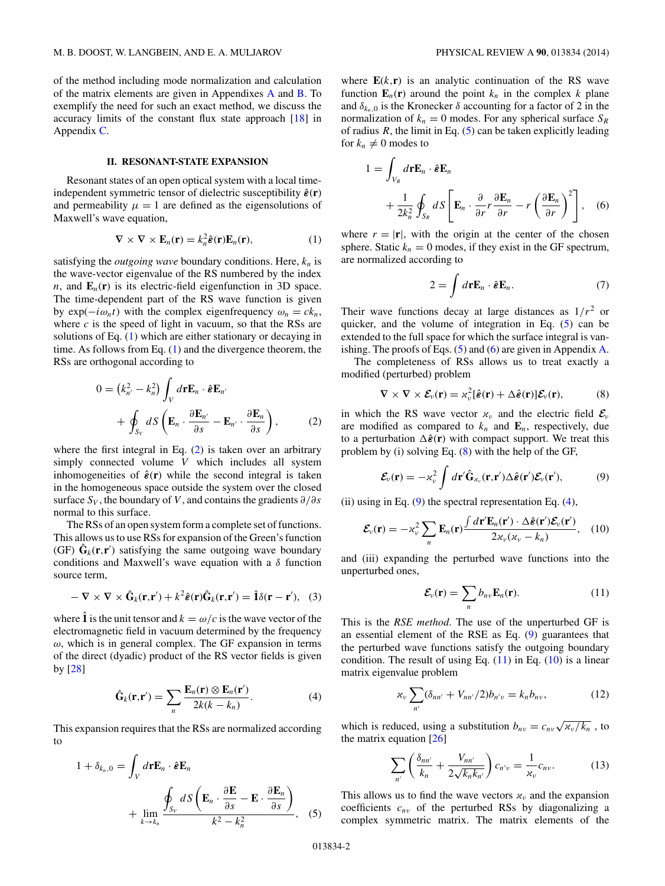of the method including mode normalization and calculation of the matrix elements are given in Appendixes A and B. To exemplify the need for such an exact method, we discuss the accuracy limits of the constant flux state approach [18] in Appendix C.

## II. RESONANT-STATE EXPANSION

Resonant states of an open optical system with a local time-independent symmetric tensor of dielectric susceptibility $\hat{\boldsymbol{\varepsilon}}(\mathbf{r})$ and permeability $\mu = 1$ are defined as the eigensolutions of Maxwell's wave equation,

$$\nabla \times \nabla \times \mathbf{E}_n(\mathbf{r}) = k_n^2 \hat{\boldsymbol{\varepsilon}}(\mathbf{r}) \mathbf{E}_n(\mathbf{r}), \tag{1}$$

satisfying the *outgoing wave* boundary conditions. Here, $k_n$ is the wave-vector eigenvalue of the RS numbered by the index $n$, and $\mathbf{E}_n(\mathbf{r})$ is its electric-field eigenfunction in 3D space. The time-dependent part of the RS wave function is given by $\exp(-i\omega_n t)$ with the complex eigenfrequency $\omega_n = ck_n$, where $c$ is the speed of light in vacuum, so that the RSs are solutions of Eq. (1) which are either stationary or decaying in time. As follows from Eq. (1) and the divergence theorem, the RSs are orthogonal according to

$$0 = \left(k_{n'}^2 - k_n^2\right) \int_V d\mathbf{r} \mathbf{E}_n \cdot \hat{\boldsymbol{\varepsilon}} \mathbf{E}_{n'} + \oint_{S_V} dS \left( \mathbf{E}_n \cdot \frac{\partial \mathbf{E}_{n'}}{\partial s} - \mathbf{E}_{n'} \cdot \frac{\partial \mathbf{E}_n}{\partial s} \right), \tag{2}$$

where the first integral in Eq. (2) is taken over an arbitrary simply connected volume $V$ which includes all system inhomogeneities of $\hat{\boldsymbol{\varepsilon}}(\mathbf{r})$ while the second integral is taken in the homogeneous space outside the system over the closed surface $S_V$, the boundary of $V$, and contains the gradients $\partial/\partial s$ normal to this surface.

The RSs of an open system form a complete set of functions. This allows us to use RSs for expansion of the Green's function (GF) $\hat{\mathbf{G}}_k(\mathbf{r},\mathbf{r}')$ satisfying the same outgoing wave boundary conditions and Maxwell's wave equation with a $\delta$ function source term,

$$-\nabla \times \nabla \times \hat{\mathbf{G}}_k(\mathbf{r},\mathbf{r}') + k^2 \hat{\boldsymbol{\varepsilon}}(\mathbf{r}) \hat{\mathbf{G}}_k(\mathbf{r},\mathbf{r}') = \hat{\mathbf{1}} \delta(\mathbf{r} - \mathbf{r}'), \tag{3}$$

where $\hat{\mathbf{1}}$ is the unit tensor and $k = \omega/c$ is the wave vector of the electromagnetic field in vacuum determined by the frequency $\omega$, which is in general complex. The GF expansion in terms of the direct (dyadic) product of the RS vector fields is given by [28]

$$\hat{\mathbf{G}}_k(\mathbf{r},\mathbf{r}') = \sum_n \frac{\mathbf{E}_n(\mathbf{r}) \otimes \mathbf{E}_n(\mathbf{r}')}{2k(k - k_n)}. \tag{4}$$

This expansion requires that the RSs are normalized according to

$$1 + \delta_{k_n,0} = \int_V d\mathbf{r} \mathbf{E}_n \cdot \hat{\boldsymbol{\varepsilon}} \mathbf{E}_n + \lim_{k \to k_n} \frac{\oint_{S_V} dS \left( \mathbf{E}_n \cdot \frac{\partial \mathbf{E}}{\partial s} - \mathbf{E} \cdot \frac{\partial \mathbf{E}_n}{\partial s} \right)}{k^2 - k_n^2}, \tag{5}$$

where $\mathbf{E}(k,\mathbf{r})$ is an analytic continuation of the RS wave function $\mathbf{E}_n(\mathbf{r})$ around the point $k_n$ in the complex $k$ plane and $\delta_{k_n,0}$ is the Kronecker $\delta$ accounting for a factor of 2 in the normalization of $k_n = 0$ modes. For any spherical surface $S_R$ of radius $R$, the limit in Eq. (5) can be taken explicitly leading for $k_n \neq 0$ modes to

$$1 = \int_{V_R} d\mathbf{r} \mathbf{E}_n \cdot \hat{\boldsymbol{\varepsilon}} \mathbf{E}_n + \frac{1}{2k_n^2} \oint_{S_R} dS \left[ \mathbf{E}_n \cdot \frac{\partial}{\partial r} r \frac{\partial \mathbf{E}_n}{\partial r} - r \left( \frac{\partial \mathbf{E}_n}{\partial r} \right)^2 \right], \tag{6}$$

where $r = |\mathbf{r}|$, with the origin at the center of the chosen sphere. Static $k_n = 0$ modes, if they exist in the GF spectrum, are normalized according to

$$2 = \int d\mathbf{r} \mathbf{E}_n \cdot \hat{\boldsymbol{\varepsilon}} \mathbf{E}_n. \tag{7}$$

Their wave functions decay at large distances as $1/r^2$ or quicker, and the volume of integration in Eq. (5) can be extended to the full space for which the surface integral is vanishing. The proofs of Eqs. (5) and (6) are given in Appendix A.

The completeness of RSs allows us to treat exactly a modified (perturbed) problem

$$\nabla \times \nabla \times \boldsymbol{\mathcal{E}}_\nu(\mathbf{r}) = \varkappa_\nu^2 [\hat{\boldsymbol{\varepsilon}}(\mathbf{r}) + \Delta\hat{\boldsymbol{\varepsilon}}(\mathbf{r})] \boldsymbol{\mathcal{E}}_\nu(\mathbf{r}), \tag{8}$$

in which the RS wave vector $\varkappa_\nu$ and the electric field $\boldsymbol{\mathcal{E}}_\nu$ are modified as compared to $k_n$ and $\mathbf{E}_n$, respectively, due to a perturbation $\Delta\hat{\boldsymbol{\varepsilon}}(\mathbf{r})$ with compact support. We treat this problem by (i) solving Eq. (8) with the help of the GF,

$$\boldsymbol{\mathcal{E}}_\nu(\mathbf{r}) = -\varkappa_\nu^2 \int d\mathbf{r}' \hat{\mathbf{G}}_{\varkappa_\nu}(\mathbf{r},\mathbf{r}') \Delta\hat{\boldsymbol{\varepsilon}}(\mathbf{r}') \boldsymbol{\mathcal{E}}_\nu(\mathbf{r}'), \tag{9}$$

(ii) using in Eq. (9) the spectral representation Eq. (4),

$$\boldsymbol{\mathcal{E}}_\nu(\mathbf{r}) = -\varkappa_\nu^2 \sum_n \mathbf{E}_n(\mathbf{r}) \frac{\int d\mathbf{r}' \mathbf{E}_n(\mathbf{r}') \cdot \Delta\hat{\boldsymbol{\varepsilon}}(\mathbf{r}') \boldsymbol{\mathcal{E}}_\nu(\mathbf{r}')}{2\varkappa_\nu(\varkappa_\nu - k_n)}, \tag{10}$$

and (iii) expanding the perturbed wave functions into the unperturbed ones,

$$\boldsymbol{\mathcal{E}}_\nu(\mathbf{r}) = \sum_n b_{n\nu} \mathbf{E}_n(\mathbf{r}). \tag{11}$$

This is the *RSE method*. The use of the unperturbed GF is an essential element of the RSE as Eq. (9) guarantees that the perturbed wave functions satisfy the outgoing boundary condition. The result of using Eq. (11) in Eq. (10) is a linear matrix eigenvalue problem

$$\varkappa_\nu \sum_{n'} (\delta_{nn'} + V_{nn'}/2) b_{n'\nu} = k_n b_{n\nu}, \tag{12}$$

which is reduced, using a substitution $b_{n\nu} = c_{n\nu}\sqrt{\varkappa_\nu/k_n}$ , to the matrix equation [26]

$$\sum_{n'} \left( \frac{\delta_{nn'}}{k_n} + \frac{V_{nn'}}{2\sqrt{k_n k_{n'}}} \right) c_{n'\nu} = \frac{1}{\varkappa_\nu} c_{n\nu}. \tag{13}$$

This allows us to find the wave vectors $\varkappa_\nu$ and the expansion coefficients $c_{n\nu}$ of the perturbed RSs by diagonalizing a complex symmetric matrix. The matrix elements of the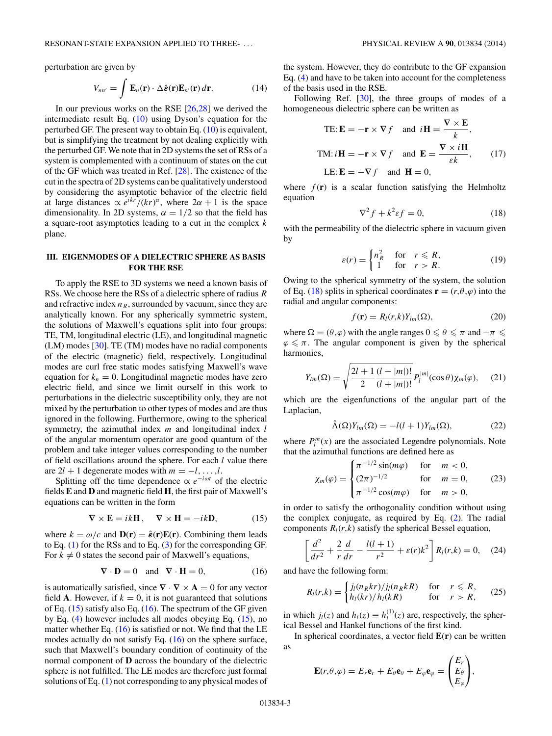perturbation are given by

$$V_{nn'} = \int \mathbf{E}_n(\mathbf{r}) \cdot \Delta\hat{\boldsymbol{\varepsilon}}(\mathbf{r}) \mathbf{E}_{n'}(\mathbf{r})\, d\mathbf{r}. \tag{14}$$

In our previous works on the RSE [26,28] we derived the intermediate result Eq. (10) using Dyson's equation for the perturbed GF. The present way to obtain Eq. (10) is equivalent, but is simplifying the treatment by not dealing explicitly with the perturbed GF. We note that in 2D systems the set of RSs of a system is complemented with a continuum of states on the cut of the GF which was treated in Ref. [28]. The existence of the cut in the spectra of 2D systems can be qualitatively understood by considering the asymptotic behavior of the electric field at large distances $\propto e^{ikr}/(kr)^{\alpha}$, where $2\alpha + 1$ is the space dimensionality. In 2D systems, $\alpha = 1/2$ so that the field has a square-root asymptotics leading to a cut in the complex $k$ plane.

## III. EIGENMODES OF A DIELECTRIC SPHERE AS BASIS FOR THE RSE

To apply the RSE to 3D systems we need a known basis of RSs. We choose here the RSs of a dielectric sphere of radius $R$ and refractive index $n_R$, surrounded by vacuum, since they are analytically known. For any spherically symmetric system, the solutions of Maxwell's equations split into four groups: TE, TM, longitudinal electric (LE), and longitudinal magnetic (LM) modes [30]. TE (TM) modes have no radial components of the electric (magnetic) field, respectively. Longitudinal modes are curl free static modes satisfying Maxwell's wave equation for $k_n = 0$. Longitudinal magnetic modes have zero electric field, and since we limit ourself in this work to perturbations in the dielectric susceptibility only, they are not mixed by the perturbation to other types of modes and are thus ignored in the following. Furthermore, owing to the spherical symmetry, the azimuthal index $m$ and longitudinal index $l$ of the angular momentum operator are good quantum of the problem and take integer values corresponding to the number of field oscillations around the sphere. For each $l$ value there are $2l + 1$ degenerate modes with $m = -l, \ldots, l$.

Splitting off the time dependence $\propto e^{-i\omega t}$ of the electric fields $\mathbf{E}$ and $\mathbf{D}$ and magnetic field $\mathbf{H}$, the first pair of Maxwell's equations can be written in the form

$$\nabla \times \mathbf{E} = ik\mathbf{H}, \quad \nabla \times \mathbf{H} = -ik\mathbf{D}, \tag{15}$$

where $k = \omega/c$ and $\mathbf{D}(\mathbf{r}) = \hat{\boldsymbol{\varepsilon}}(\mathbf{r})\mathbf{E}(\mathbf{r})$. Combining them leads to Eq. (1) for the RSs and to Eq. (3) for the corresponding GF. For $k \neq 0$ states the second pair of Maxwell's equations,

$$\nabla \cdot \mathbf{D} = 0 \quad \text{and} \quad \nabla \cdot \mathbf{H} = 0, \tag{16}$$

is automatically satisfied, since $\nabla \cdot \nabla \times \mathbf{A} = 0$ for any vector field $\mathbf{A}$. However, if $k = 0$, it is not guaranteed that solutions of Eq. (15) satisfy also Eq. (16). The spectrum of the GF given by Eq. (4) however includes all modes obeying Eq. (15), no matter whether Eq. (16) is satisfied or not. We find that the LE modes actually do not satisfy Eq. (16) on the sphere surface, such that Maxwell's boundary condition of continuity of the normal component of $\mathbf{D}$ across the boundary of the dielectric sphere is not fulfilled. The LE modes are therefore just formal solutions of Eq. (1) not corresponding to any physical modes of the system. However, they do contribute to the GF expansion Eq. (4) and have to be taken into account for the completeness of the basis used in the RSE.

Following Ref. [30], the three groups of modes of a homogeneous dielectric sphere can be written as

$$\begin{aligned}
&\text{TE: } \mathbf{E} = -\mathbf{r} \times \nabla f \quad \text{and} \quad i\mathbf{H} = \frac{\nabla \times \mathbf{E}}{k}, \\
&\text{TM: } i\mathbf{H} = -\mathbf{r} \times \nabla f \quad \text{and} \quad \mathbf{E} = \frac{\nabla \times i\mathbf{H}}{\varepsilon k}, \\
&\text{LE: } \mathbf{E} = -\nabla f \quad \text{and} \quad \mathbf{H} = 0,
\end{aligned} \tag{17}$$

where $f(\mathbf{r})$ is a scalar function satisfying the Helmholtz equation

$$\nabla^2 f + k^2 \varepsilon f = 0, \tag{18}$$

with the permeability of the dielectric sphere in vacuum given by

$$\varepsilon(r) = \begin{cases} n_R^2 & \text{for} \quad r \leqslant R, \\ 1 & \text{for} \quad r > R. \end{cases} \tag{19}$$

Owing to the spherical symmetry of the system, the solution of Eq. (18) splits in spherical coordinates $\mathbf{r} = (r,\theta,\varphi)$ into the radial and angular components:

$$f(\mathbf{r}) = R_l(r,k) Y_{lm}(\Omega), \tag{20}$$

where $\Omega = (\theta,\varphi)$ with the angle ranges $0 \leqslant \theta \leqslant \pi$ and $-\pi \leqslant \varphi \leqslant \pi$. The angular component is given by the spherical harmonics,

$$Y_{lm}(\Omega) = \sqrt{\frac{2l+1}{2} \frac{(l-|m|)!}{(l+|m|)!}} P_l^{|m|}(\cos\theta) \chi_m(\varphi), \tag{21}$$

which are the eigenfunctions of the angular part of the Laplacian,

$$\hat{\Lambda}(\Omega) Y_{lm}(\Omega) = -l(l+1) Y_{lm}(\Omega), \tag{22}$$

where $P_l^m(x)$ are the associated Legendre polynomials. Note that the azimuthal functions are defined here as

$$\chi_m(\varphi) = \begin{cases} \pi^{-1/2} \sin(m\varphi) & \text{for} \quad m < 0, \\ (2\pi)^{-1/2} & \text{for} \quad m = 0, \\ \pi^{-1/2} \cos(m\varphi) & \text{for} \quad m > 0, \end{cases} \tag{23}$$

in order to satisfy the orthogonality condition without using the complex conjugate, as required by Eq. (2). The radial components $R_l(r,k)$ satisfy the spherical Bessel equation,

$$\left[\frac{d^2}{dr^2} + \frac{2}{r}\frac{d}{dr} - \frac{l(l+1)}{r^2} + \varepsilon(r)k^2\right] R_l(r,k) = 0, \tag{24}$$

and have the following form:

$$R_l(r,k) = \begin{cases} j_l(n_R kr)/j_l(n_R kR) & \text{for} \quad r \leqslant R, \\ h_l(kr)/h_l(kR) & \text{for} \quad r > R, \end{cases} \tag{25}$$

in which $j_l(z)$ and $h_l(z) \equiv h_l^{(1)}(z)$ are, respectively, the spherical Bessel and Hankel functions of the first kind.

In spherical coordinates, a vector field $\mathbf{E}(\mathbf{r})$ can be written as

$$\mathbf{E}(r,\theta,\varphi) = E_r \mathbf{e}_r + E_\theta \mathbf{e}_\theta + E_\varphi \mathbf{e}_\varphi = \begin{pmatrix} E_r \\ E_\theta \\ E_\varphi \end{pmatrix},$$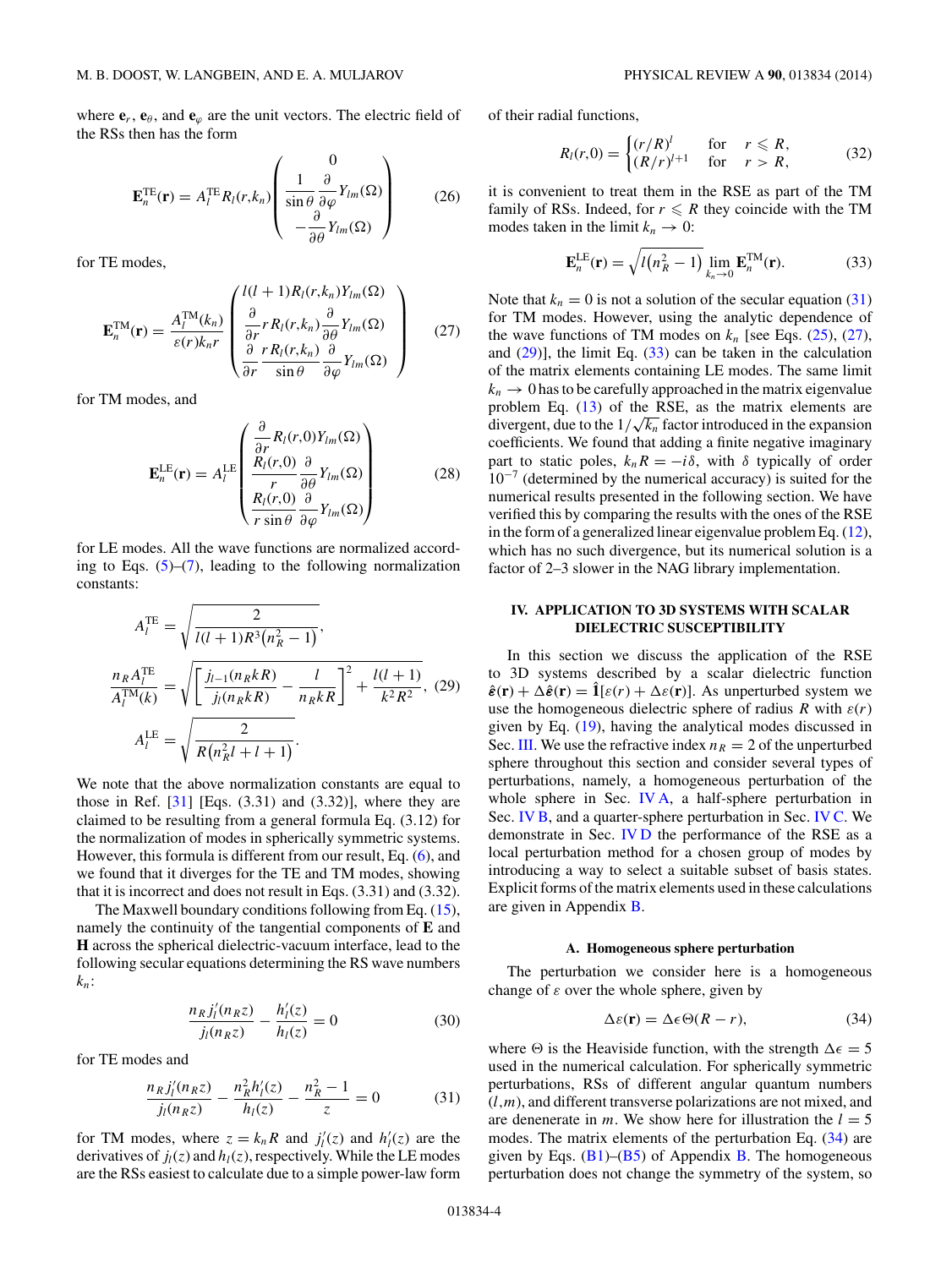where $\mathbf{e}_r$, $\mathbf{e}_\theta$, and $\mathbf{e}_\varphi$ are the unit vectors. The electric field of the RSs then has the form

$$\mathbf{E}_n^{\rm TE}(\mathbf{r}) = A_l^{\rm TE} R_l(r,k_n) \begin{pmatrix} 0 \\ \dfrac{1}{\sin\theta}\dfrac{\partial}{\partial\varphi}Y_{lm}(\Omega) \\ -\dfrac{\partial}{\partial\theta}Y_{lm}(\Omega) \end{pmatrix} \tag{26}$$

for TE modes,

$$\mathbf{E}_n^{\rm TM}(\mathbf{r}) = \frac{A_l^{\rm TM}(k_n)}{\varepsilon(r)k_n r} \begin{pmatrix} l(l+1)R_l(r,k_n)Y_{lm}(\Omega) \\ \dfrac{\partial}{\partial r} r R_l(r,k_n)\dfrac{\partial}{\partial\theta}Y_{lm}(\Omega) \\ \dfrac{\partial}{\partial r}\dfrac{r R_l(r,k_n)}{\sin\theta}\dfrac{\partial}{\partial\varphi}Y_{lm}(\Omega) \end{pmatrix} \tag{27}$$

for TM modes, and

$$\mathbf{E}_n^{\rm LE}(\mathbf{r}) = A_l^{\rm LE} \begin{pmatrix} \dfrac{\partial}{\partial r}R_l(r,0)Y_{lm}(\Omega) \\ \dfrac{R_l(r,0)}{r}\dfrac{\partial}{\partial\theta}Y_{lm}(\Omega) \\ \dfrac{R_l(r,0)}{r\sin\theta}\dfrac{\partial}{\partial\varphi}Y_{lm}(\Omega) \end{pmatrix} \tag{28}$$

for LE modes. All the wave functions are normalized according to Eqs. (5)–(7), leading to the following normalization constants:

$$\begin{aligned} A_l^{\rm TE} &= \sqrt{\frac{2}{l(l+1)R^3(n_R^2-1)}}, \\ \frac{n_R A_l^{\rm TE}}{A_l^{\rm TM}(k)} &= \sqrt{\left[\frac{j_{l-1}(n_R k R)}{j_l(n_R k R)} - \frac{l}{n_R k R}\right]^2 + \frac{l(l+1)}{k^2R^2}}, \\ A_l^{\rm LE} &= \sqrt{\frac{2}{R(n_R^2 l + l + 1)}}. \end{aligned} \tag{29}$$

We note that the above normalization constants are equal to those in Ref. [31] [Eqs. (3.31) and (3.32)], where they are claimed to be resulting from a general formula Eq. (3.12) for the normalization of modes in spherically symmetric systems. However, this formula is different from our result, Eq. (6), and we found that it diverges for the TE and TM modes, showing that it is incorrect and does not result in Eqs. (3.31) and (3.32).

The Maxwell boundary conditions following from Eq. (15), namely the continuity of the tangential components of $\mathbf{E}$ and $\mathbf{H}$ across the spherical dielectric-vacuum interface, lead to the following secular equations determining the RS wave numbers $k_n$:

$$\frac{n_R j_l'(n_R z)}{j_l(n_R z)} - \frac{h_l'(z)}{h_l(z)} = 0 \tag{30}$$

for TE modes and

$$\frac{n_R j_l'(n_R z)}{j_l(n_R z)} - \frac{n_R^2 h_l'(z)}{h_l(z)} - \frac{n_R^2 - 1}{z} = 0 \tag{31}$$

for TM modes, where $z = k_n R$ and $j_l'(z)$ and $h_l'(z)$ are the derivatives of $j_l(z)$ and $h_l(z)$, respectively. While the LE modes are the RSs easiest to calculate due to a simple power-law form of their radial functions,

$$R_l(r,0) = \begin{cases} (r/R)^l & \text{for} \quad r \leqslant R, \\ (R/r)^{l+1} & \text{for} \quad r > R, \end{cases} \tag{32}$$

it is convenient to treat them in the RSE as part of the TM family of RSs. Indeed, for $r \leqslant R$ they coincide with the TM modes taken in the limit $k_n \to 0$:

$$\mathbf{E}_n^{\rm LE}(\mathbf{r}) = \sqrt{l(n_R^2 - 1)} \lim_{k_n \to 0} \mathbf{E}_n^{\rm TM}(\mathbf{r}). \tag{33}$$

Note that $k_n = 0$ is not a solution of the secular equation (31) for TM modes. However, using the analytic dependence of the wave functions of TM modes on $k_n$ [see Eqs. (25), (27), and (29)], the limit Eq. (33) can be taken in the calculation of the matrix elements containing LE modes. The same limit $k_n \to 0$ has to be carefully approached in the matrix eigenvalue problem Eq. (13) of the RSE, as the matrix elements are divergent, due to the $1/\sqrt{k_n}$ factor introduced in the expansion coefficients. We found that adding a finite negative imaginary part to static poles, $k_n R = -i\delta$, with $\delta$ typically of order $10^{-7}$ (determined by the numerical accuracy) is suited for the numerical results presented in the following section. We have verified this by comparing the results with the ones of the RSE in the form of a generalized linear eigenvalue problem Eq. (12), which has no such divergence, but its numerical solution is a factor of 2–3 slower in the NAG library implementation.

## IV. APPLICATION TO 3D SYSTEMS WITH SCALAR DIELECTRIC SUSCEPTIBILITY

In this section we discuss the application of the RSE to 3D systems described by a scalar dielectric function $\hat{\boldsymbol{\varepsilon}}(\mathbf{r}) + \Delta\hat{\boldsymbol{\varepsilon}}(\mathbf{r}) = \hat{\mathbf{1}}[\varepsilon(r) + \Delta\varepsilon(\mathbf{r})]$. As unperturbed system we use the homogeneous dielectric sphere of radius $R$ with $\varepsilon(r)$ given by Eq. (19), having the analytical modes discussed in Sec. III. We use the refractive index $n_R = 2$ of the unperturbed sphere throughout this section and consider several types of perturbations, namely, a homogeneous perturbation of the whole sphere in Sec. IV A, a half-sphere perturbation in Sec. IV B, and a quarter-sphere perturbation in Sec. IV C. We demonstrate in Sec. IV D the performance of the RSE as a local perturbation method for a chosen group of modes by introducing a way to select a suitable subset of basis states. Explicit forms of the matrix elements used in these calculations are given in Appendix B.

### A. Homogeneous sphere perturbation

The perturbation we consider here is a homogeneous change of $\varepsilon$ over the whole sphere, given by

$$\Delta\varepsilon(\mathbf{r}) = \Delta\epsilon\,\Theta(R - r), \tag{34}$$

where $\Theta$ is the Heaviside function, with the strength $\Delta\epsilon = 5$ used in the numerical calculation. For spherically symmetric perturbations, RSs of different angular quantum numbers $(l,m)$, and different transverse polarizations are not mixed, and are denerate in $m$. We show here for illustration the $l = 5$ modes. The matrix elements of the perturbation Eq. (34) are given by Eqs. (B1)–(B5) of Appendix B. The homogeneous perturbation does not change the symmetry of the system, so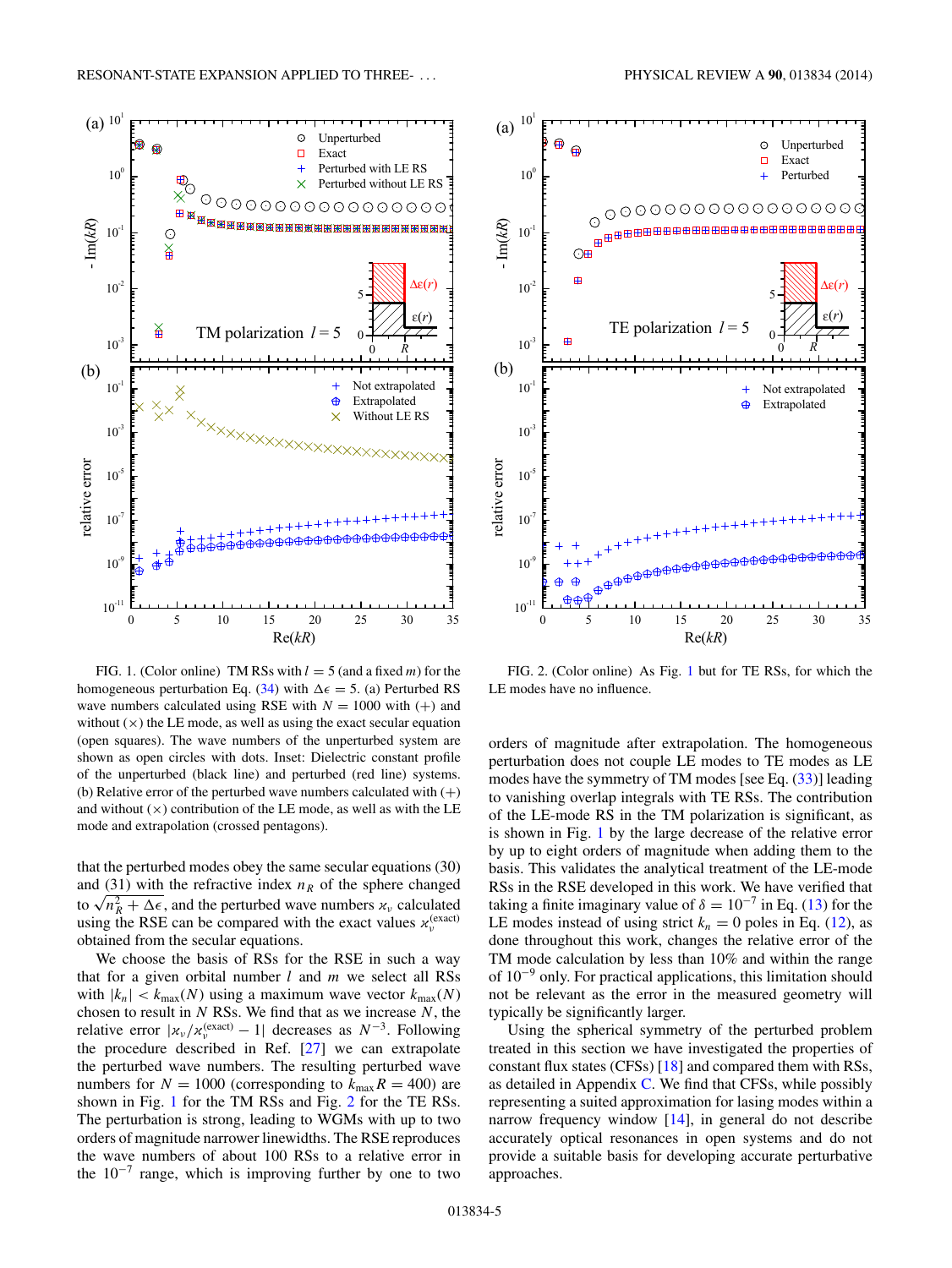FIG. 1. (Color online) TM RSs with $l = 5$ (and a fixed $m$) for the homogeneous perturbation Eq. (34) with $\Delta\epsilon = 5$. (a) Perturbed RS wave numbers calculated using RSE with $N = 1000$ with (+) and without (×) the LE mode, as well as using the exact secular equation (open squares). The wave numbers of the unperturbed system are shown as open circles with dots. Inset: Dielectric constant profile of the unperturbed (black line) and perturbed (red line) systems. (b) Relative error of the perturbed wave numbers calculated with (+) and without (×) contribution of the LE mode, as well as with the LE mode and extrapolation (crossed pentagons).

FIG. 2. (Color online) As Fig. 1 but for TE RSs, for which the LE modes have no influence.

that the perturbed modes obey the same secular equations (30) and (31) with the refractive index $n_R$ of the sphere changed to $\sqrt{n_R^2 + \Delta\epsilon}$, and the perturbed wave numbers $\varkappa_\nu$ calculated using the RSE can be compared with the exact values $\varkappa_\nu^{(\text{exact})}$ obtained from the secular equations.

We choose the basis of RSs for the RSE in such a way that for a given orbital number $l$ and $m$ we select all RSs with $|k_n| < k_{\max}(N)$ using a maximum wave vector $k_{\max}(N)$ chosen to result in $N$ RSs. We find that as we increase $N$, the relative error $|\varkappa_\nu/\varkappa_\nu^{(\text{exact})} - 1|$ decreases as $N^{-3}$. Following the procedure described in Ref. [27] we can extrapolate the perturbed wave numbers. The resulting perturbed wave numbers for $N = 1000$ (corresponding to $k_{\max}R = 400$) are shown in Fig. 1 for the TM RSs and Fig. 2 for the TE RSs. The perturbation is strong, leading to WGMs with up to two orders of magnitude narrower linewidths. The RSE reproduces the wave numbers of about 100 RSs to a relative error in the $10^{-7}$ range, which is improving further by one to two orders of magnitude after extrapolation. The homogeneous perturbation does not couple LE modes to TE modes as LE modes have the symmetry of TM modes [see Eq. (33)] leading to vanishing overlap integrals with TE RSs. The contribution of the LE-mode RS in the TM polarization is significant, as is shown in Fig. 1 by the large decrease of the relative error by up to eight orders of magnitude when adding them to the basis. This validates the analytical treatment of the LE-mode RSs in the RSE developed in this work. We have verified that taking a finite imaginary value of $\delta = 10^{-7}$ in Eq. (13) for the LE modes instead of using strict $k_n = 0$ poles in Eq. (12), as done throughout this work, changes the relative error of the TM mode calculation by less than 10% and within the range of $10^{-9}$ only. For practical applications, this limitation should not be relevant as the error in the measured geometry will typically be significantly larger.

Using the spherical symmetry of the perturbed problem treated in this section we have investigated the properties of constant flux states (CFSs) [18] and compared them with RSs, as detailed in Appendix C. We find that CFSs, while possibly representing a suited approximation for lasing modes within a narrow frequency window [14], in general do not describe accurately optical resonances in open systems and do not provide a suitable basis for developing accurate perturbative approaches.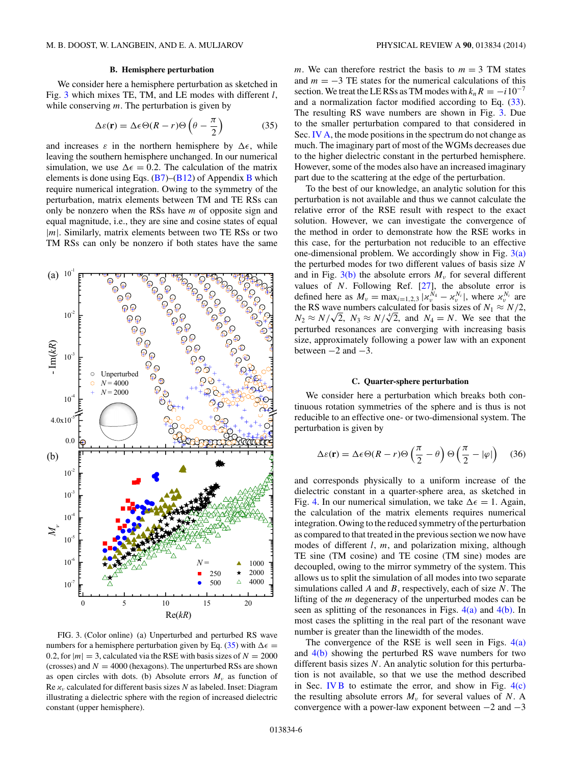### B. Hemisphere perturbation

We consider here a hemisphere perturbation as sketched in Fig. 3 which mixes TE, TM, and LE modes with different $l$, while conserving $m$. The perturbation is given by

$$\Delta\varepsilon(\mathbf{r}) = \Delta\epsilon\Theta(R-r)\Theta\left(\theta - \frac{\pi}{2}\right) \tag{35}$$

and increases $\varepsilon$ in the northern hemisphere by $\Delta\epsilon$, while leaving the southern hemisphere unchanged. In our numerical simulation, we use $\Delta\epsilon = 0.2$. The calculation of the matrix elements is done using Eqs. (B7)–(B12) of Appendix B which require numerical integration. Owing to the symmetry of the perturbation, matrix elements between TM and TE RSs can only be nonzero when the RSs have $m$ of opposite sign and equal magnitude, i.e., they are sine and cosine states of equal $|m|$. Similarly, matrix elements between two TE RSs or two TM RSs can only be nonzero if both states have the same $m$. We can therefore restrict the basis to $m = 3$ TM states and $m = -3$ TE states for the numerical calculations of this section. We treat the LE RSs as TM modes with $k_n R = -i\,10^{-7}$ and a normalization factor modified according to Eq. (33). The resulting RS wave numbers are shown in Fig. 3. Due to the smaller perturbation compared to that considered in Sec. IV A, the mode positions in the spectrum do not change as much. The imaginary part of most of the WGMs decreases due to the higher dielectric constant in the perturbed hemisphere. However, some of the modes also have an increased imaginary part due to the scattering at the edge of the perturbation.

FIG. 3. (Color online) (a) Unperturbed and perturbed RS wave numbers for a hemisphere perturbation given by Eq. (35) with $\Delta\epsilon = 0.2$, for $|m| = 3$, calculated via the RSE with basis sizes of $N = 2000$ (crosses) and $N = 4000$ (hexagons). The unperturbed RSs are shown as open circles with dots. (b) Absolute errors $M_\nu$ as function of Re $\varkappa_\nu$ calculated for different basis sizes $N$ as labeled. Inset: Diagram illustrating a dielectric sphere with the region of increased dielectric constant (upper hemisphere).

To the best of our knowledge, an analytic solution for this perturbation is not available and thus we cannot calculate the relative error of the RSE result with respect to the exact solution. However, we can investigate the convergence of the method in order to demonstrate how the RSE works in this case, for the perturbation not reducible to an effective one-dimensional problem. We accordingly show in Fig. 3(a) the perturbed modes for two different values of basis size $N$ and in Fig. 3(b) the absolute errors $M_\nu$ for several different values of $N$. Following Ref. [27], the absolute error is defined here as $M_\nu = \max_{i=1,2,3} |\varkappa_\nu^{N_4} - \varkappa_\nu^{N_i}|$, where $\varkappa_\nu^{N_i}$ are the RS wave numbers calculated for basis sizes of $N_1 \approx N/2$, $N_2 \approx N/\sqrt{2}$, $N_3 \approx N/\sqrt[4]{2}$, and $N_4 = N$. We see that the perturbed resonances are converging with increasing basis size, approximately following a power law with an exponent between $-2$ and $-3$.

### C. Quarter-sphere perturbation

We consider here a perturbation which breaks both continuous rotation symmetries of the sphere and is thus is not reducible to an effective one- or two-dimensional system. The perturbation is given by

$$\Delta\varepsilon(\mathbf{r}) = \Delta\epsilon\Theta(R-r)\Theta\left(\frac{\pi}{2} - \theta\right)\Theta\left(\frac{\pi}{2} - |\varphi|\right) \tag{36}$$

and corresponds physically to a uniform increase of the dielectric constant in a quarter-sphere area, as sketched in Fig. 4. In our numerical simulation, we take $\Delta\epsilon = 1$. Again, the calculation of the matrix elements requires numerical integration. Owing to the reduced symmetry of the perturbation as compared to that treated in the previous section we now have modes of different $l$, $m$, and polarization mixing, although TE sine (TM cosine) and TE cosine (TM sine) modes are decoupled, owing to the mirror symmetry of the system. This allows us to split the simulation of all modes into two separate simulations called $A$ and $B$, respectively, each of size $N$. The lifting of the $m$ degeneracy of the unperturbed modes can be seen as splitting of the resonances in Figs. 4(a) and 4(b). In most cases the splitting in the real part of the resonant wave number is greater than the linewidth of the modes.

The convergence of the RSE is well seen in Figs. 4(a) and 4(b) showing the perturbed RS wave numbers for two different basis sizes $N$. An analytic solution for this perturbation is not available, so that we use the method described in Sec. IV B to estimate the error, and show in Fig. 4(c) the resulting absolute errors $M_\nu$ for several values of $N$. A convergence with a power-law exponent between $-2$ and $-3$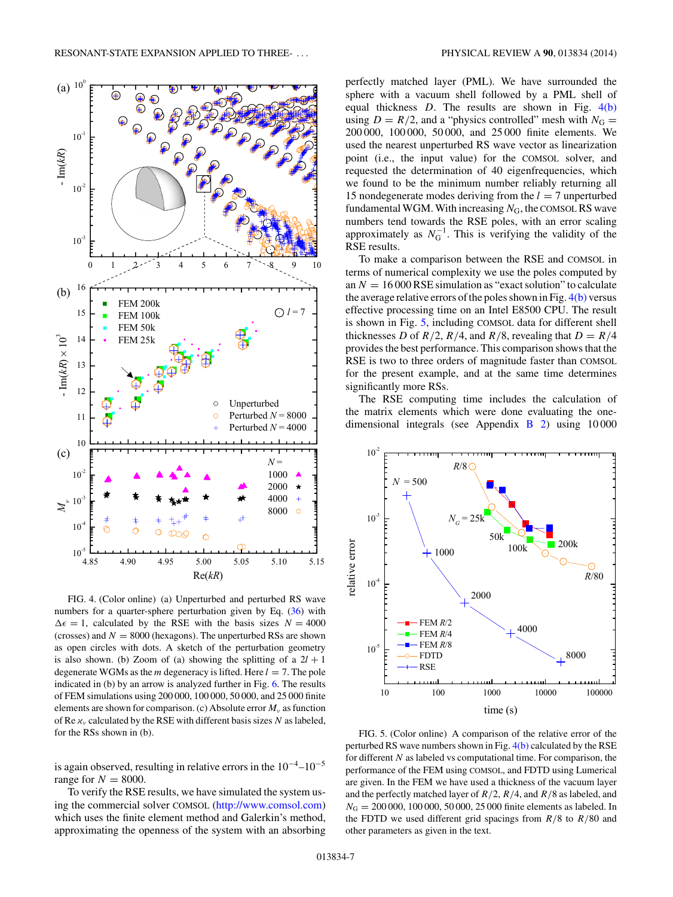FIG. 4. (Color online) (a) Unperturbed and perturbed RS wave numbers for a quarter-sphere perturbation given by Eq. (36) with $\Delta\epsilon = 1$, calculated by the RSE with the basis sizes $N = 4000$ (crosses) and $N = 8000$ (hexagons). The unperturbed RSs are shown as open circles with dots. A sketch of the perturbation geometry is also shown. (b) Zoom of (a) showing the splitting of a $2l+1$ degenerate WGMs as the $m$ degeneracy is lifted. Here $l = 7$. The pole indicated in (b) by an arrow is analyzed further in Fig. 6. The results of FEM simulations using 200 000, 100 000, 50 000, and 25 000 finite elements are shown for comparison. (c) Absolute error $M_\nu$ as function of Re $\varkappa_\nu$ calculated by the RSE with different basis sizes $N$ as labeled, for the RSs shown in (b).

is again observed, resulting in relative errors in the $10^{-4}$–$10^{-5}$ range for $N = 8000$.

To verify the RSE results, we have simulated the system using the commercial solver COMSOL (http://www.comsol.com) which uses the finite element method and Galerkin's method, approximating the openness of the system with an absorbing perfectly matched layer (PML). We have surrounded the sphere with a vacuum shell followed by a PML shell of equal thickness $D$. The results are shown in Fig. 4(b) using $D = R/2$, and a "physics controlled" mesh with $N_G =$ 200 000, 100 000, 50 000, and 25 000 finite elements. We used the nearest unperturbed RS wave vector as linearization point (i.e., the input value) for the COMSOL solver, and requested the determination of 40 eigenfrequencies, which we found to be the minimum number reliably returning all 15 nondegenerate modes deriving from the $l = 7$ unperturbed fundamental WGM. With increasing $N_G$, the COMSOL RS wave numbers tend towards the RSE poles, with an error scaling approximately as $N_G^{-1}$. This is verifying the validity of the RSE results.

To make a comparison between the RSE and COMSOL in terms of numerical complexity we use the poles computed by an $N = 16\,000$ RSE simulation as "exact solution" to calculate the average relative errors of the poles shown in Fig. 4(b) versus effective processing time on an Intel E8500 CPU. The result is shown in Fig. 5, including COMSOL data for different shell thicknesses $D$ of $R/2$, $R/4$, and $R/8$, revealing that $D = R/4$ provides the best performance. This comparison shows that the RSE is two to three orders of magnitude faster than COMSOL for the present example, and at the same time determines significantly more RSs.

The RSE computing time includes the calculation of the matrix elements which were done evaluating the one-dimensional integrals (see Appendix B 2) using 10 000

FIG. 5. (Color online) A comparison of the relative error of the perturbed RS wave numbers shown in Fig. 4(b) calculated by the RSE for different $N$ as labeled vs computational time. For comparison, the performance of the FEM using COMSOL, and FDTD using Lumerical are given. In the FEM we have used a thickness of the vacuum layer and the perfectly matched layer of $R/2$, $R/4$, and $R/8$ as labeled, and $N_G = 200\,000$, 100 000, 50 000, 25 000 finite elements as labeled. In the FDTD we used different grid spacings from $R/8$ to $R/80$ and other parameters as given in the text.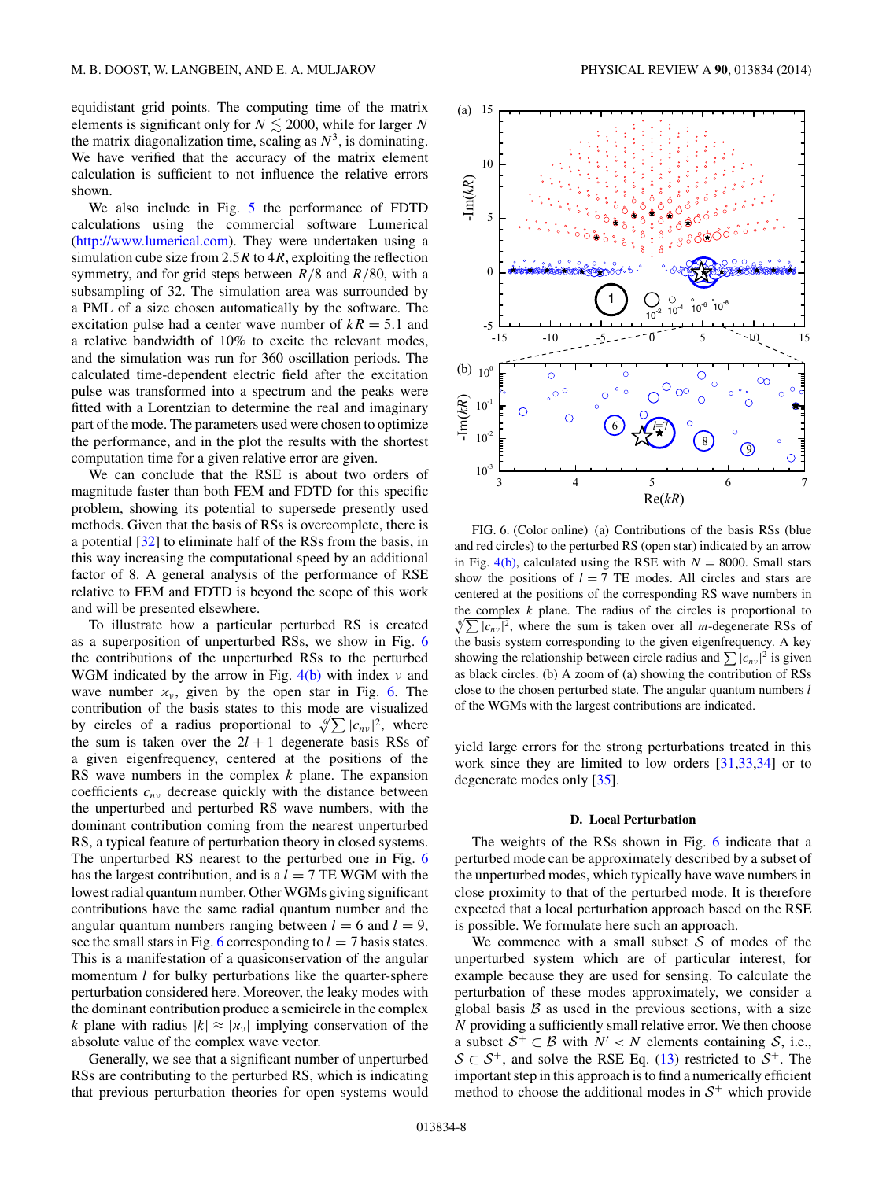equidistant grid points. The computing time of the matrix elements is significant only for $N \lesssim 2000$, while for larger $N$ the matrix diagonalization time, scaling as $N^3$, is dominating. We have verified that the accuracy of the matrix element calculation is sufficient to not influence the relative errors shown.

We also include in Fig. 5 the performance of FDTD calculations using the commercial software Lumerical (http://www.lumerical.com). They were undertaken using a simulation cube size from $2.5R$ to $4R$, exploiting the reflection symmetry, and for grid steps between $R/8$ and $R/80$, with a subsampling of 32. The simulation area was surrounded by a PML of a size chosen automatically by the software. The excitation pulse had a center wave number of $kR = 5.1$ and a relative bandwidth of 10% to excite the relevant modes, and the simulation was run for 360 oscillation periods. The calculated time-dependent electric field after the excitation pulse was transformed into a spectrum and the peaks were fitted with a Lorentzian to determine the real and imaginary part of the mode. The parameters used were chosen to optimize the performance, and in the plot the results with the shortest computation time for a given relative error are given.

We can conclude that the RSE is about two orders of magnitude faster than both FEM and FDTD for this specific problem, showing its potential to supersede presently used methods. Given that the basis of RSs is overcomplete, there is a potential [32] to eliminate half of the RSs from the basis, in this way increasing the computational speed by an additional factor of 8. A general analysis of the performance of RSE relative to FEM and FDTD is beyond the scope of this work and will be presented elsewhere.

To illustrate how a particular perturbed RS is created as a superposition of unperturbed RSs, we show in Fig. 6 the contributions of the unperturbed RSs to the perturbed WGM indicated by the arrow in Fig. 4(b) with index $\nu$ and wave number $\varkappa_\nu$, given by the open star in Fig. 6. The contribution of the basis states to this mode are visualized by circles of a radius proportional to $\sqrt[6]{\sum |c_{n\nu}|^2}$, where the sum is taken over the $2l+1$ degenerate basis RSs of a given eigenfrequency, centered at the positions of the RS wave numbers in the complex $k$ plane. The expansion coefficients $c_{n\nu}$ decrease quickly with the distance between the unperturbed and perturbed RS wave numbers, with the dominant contribution coming from the nearest unperturbed RS, a typical feature of perturbation theory in closed systems. The unperturbed RS nearest to the perturbed one in Fig. 6 has the largest contribution, and is a $l = 7$ TE WGM with the lowest radial quantum number. Other WGMs giving significant contributions have the same radial quantum number and the angular quantum numbers ranging between $l = 6$ and $l = 9$, see the small stars in Fig. 6 corresponding to $l = 7$ basis states. This is a manifestation of a quasiconservation of the angular momentum $l$ for bulky perturbations like the quarter-sphere perturbation considered here. Moreover, the leaky modes with the dominant contribution produce a semicircle in the complex $k$ plane with radius $|k| \approx |\varkappa_\nu|$ implying conservation of the absolute value of the complex wave vector.

Generally, we see that a significant number of unperturbed RSs are contributing to the perturbed RS, which is indicating that previous perturbation theories for open systems would yield large errors for the strong perturbations treated in this work since they are limited to low orders [31,33,34] or to degenerate modes only [35].

FIG. 6. (Color online) (a) Contributions of the basis RSs (blue and red circles) to the perturbed RS (open star) indicated by an arrow in Fig. 4(b), calculated using the RSE with $N = 8000$. Small stars show the positions of $l = 7$ TE modes. All circles and stars are centered at the positions of the corresponding RS wave numbers in the complex $k$ plane. The radius of the circles is proportional to $\sqrt[6]{\sum |c_{n\nu}|^2}$, where the sum is taken over all $m$-degenerate RSs of the basis system corresponding to the given eigenfrequency. A key showing the relationship between circle radius and $\sum |c_{n\nu}|^2$ is given as black circles. (b) A zoom of (a) showing the contribution of RSs close to the chosen perturbed state. The angular quantum numbers $l$ of the WGMs with the largest contributions are indicated.

### D. Local Perturbation

The weights of the RSs shown in Fig. 6 indicate that a perturbed mode can be approximately described by a subset of the unperturbed modes, which typically have wave numbers in close proximity to that of the perturbed mode. It is therefore expected that a local perturbation approach based on the RSE is possible. We formulate here such an approach.

We commence with a small subset $\mathcal{S}$ of modes of the unperturbed system which are of particular interest, for example because they are used for sensing. To calculate the perturbation of these modes approximately, we consider a global basis $\mathcal{B}$ as used in the previous sections, with a size $N$ providing a sufficiently small relative error. We then choose a subset $\mathcal{S}^+ \subset \mathcal{B}$ with $N' < N$ elements containing $\mathcal{S}$, i.e., $\mathcal{S} \subset \mathcal{S}^+$, and solve the RSE Eq. (13) restricted to $\mathcal{S}^+$. The important step in this approach is to find a numerically efficient method to choose the additional modes in $\mathcal{S}^+$ which provide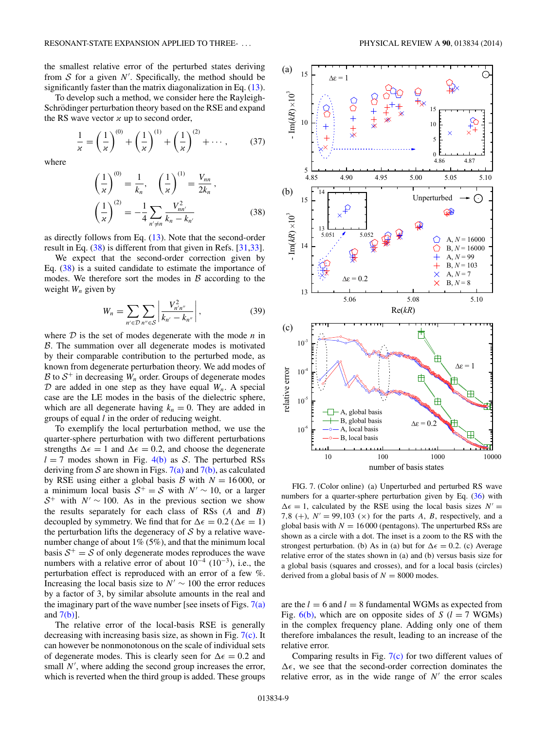the smallest relative error of the perturbed states deriving from $\mathcal{S}$ for a given $N'$. Specifically, the method should be significantly faster than the matrix diagonalization in Eq. (13).

To develop such a method, we consider here the Rayleigh-Schrödinger perturbation theory based on the RSE and expand the RS wave vector $\varkappa$ up to second order,

$$\frac{1}{\varkappa} = \left(\frac{1}{\varkappa}\right)^{(0)} + \left(\frac{1}{\varkappa}\right)^{(1)} + \left(\frac{1}{\varkappa}\right)^{(2)} + \cdots, \tag{37}$$

where

$$\left(\frac{1}{\varkappa}\right)^{(0)} = \frac{1}{k_n}, \quad \left(\frac{1}{\varkappa}\right)^{(1)} = \frac{V_{nn}}{2k_n},$$
$$\left(\frac{1}{\varkappa}\right)^{(2)} = -\frac{1}{4}\sum_{n'\neq n} \frac{V_{nn'}^2}{k_n - k_{n'}} \tag{38}$$

as directly follows from Eq. (13). Note that the second-order result in Eq. (38) is different from that given in Refs. [31,33].

We expect that the second-order correction given by Eq. (38) is a suited candidate to estimate the importance of modes. We therefore sort the modes in $\mathcal{B}$ according to the weight $W_n$ given by

$$W_n = \sum_{n'\in\mathcal{D}}\sum_{n''\in\mathcal{S}} \left|\frac{V_{n'n''}^2}{k_{n'} - k_{n''}}\right|, \tag{39}$$

where $\mathcal{D}$ is the set of modes degenerate with the mode $n$ in $\mathcal{B}$. The summation over all degenerate modes is motivated by their comparable contribution to the perturbed mode, as known from degenerate perturbation theory. We add modes of $\mathcal{B}$ to $\mathcal{S}^+$ in decreasing $W_n$ order. Groups of degenerate modes $\mathcal{D}$ are added in one step as they have equal $W_n$. A special case are the LE modes in the basis of the dielectric sphere, which are all degenerate having $k_n = 0$. They are added in groups of equal $l$ in the order of reducing weight.

To exemplify the local perturbation method, we use the quarter-sphere perturbation with two different perturbations strengths $\Delta\epsilon = 1$ and $\Delta\epsilon = 0.2$, and choose the degenerate $l = 7$ modes shown in Fig. 4(b) as $\mathcal{S}$. The perturbed RSs deriving from $\mathcal{S}$ are shown in Figs. 7(a) and 7(b), as calculated by RSE using either a global basis $\mathcal{B}$ with $N = 16\,000$, or a minimum local basis $\mathcal{S}^+ = \mathcal{S}$ with $N' \sim 10$, or a larger $\mathcal{S}^+$ with $N' \sim 100$. As in the previous section we show the results separately for each class of RSs ($A$ and $B$) decoupled by symmetry. We find that for $\Delta\epsilon = 0.2$ ($\Delta\epsilon = 1$) the perturbation lifts the degeneracy of $\mathcal{S}$ by a relative wave-number change of about 1% (5%), and that the minimum local basis $\mathcal{S}^+ = \mathcal{S}$ of only degenerate modes reproduces the wave numbers with a relative error of about $10^{-4}$ ($10^{-3}$), i.e., the perturbation effect is reproduced with an error of a few %. Increasing the local basis size to $N' \sim 100$ the error reduces by a factor of 3, by similar absolute amounts in the real and the imaginary part of the wave number [see insets of Figs. 7(a) and 7(b)].

The relative error of the local-basis RSE is generally decreasing with increasing basis size, as shown in Fig. 7(c). It can however be nonmonotonous on the scale of individual sets of degenerate modes. This is clearly seen for $\Delta\epsilon = 0.2$ and small $N'$, where adding the second group increases the error, which is reverted when the third group is added. These groups are the $l = 6$ and $l = 8$ fundamental WGMs as expected from Fig. 6(b), which are on opposite sides of $S$ ($l = 7$ WGMs) in the complex frequency plane. Adding only one of them therefore imbalances the result, leading to an increase of the relative error.

Comparing results in Fig. 7(c) for two different values of $\Delta\epsilon$, we see that the second-order correction dominates the relative error, as in the wide range of $N'$ the error scales

FIG. 7. (Color online) (a) Unperturbed and perturbed RS wave numbers for a quarter-sphere perturbation given by Eq. (36) with $\Delta\epsilon = 1$, calculated by the RSE using the local basis sizes $N' = 7,8$ (+), $N' = 99,103$ (×) for the parts $A$, $B$, respectively, and a global basis with $N = 16\,000$ (pentagons). The unperturbed RSs are shown as a circle with a dot. The inset is a zoom to the RS with the strongest perturbation. (b) As in (a) but for $\Delta\epsilon = 0.2$. (c) Average relative error of the states shown in (a) and (b) versus basis size for a global basis (squares and crosses), and for a local basis (circles) derived from a global basis of $N = 8000$ modes.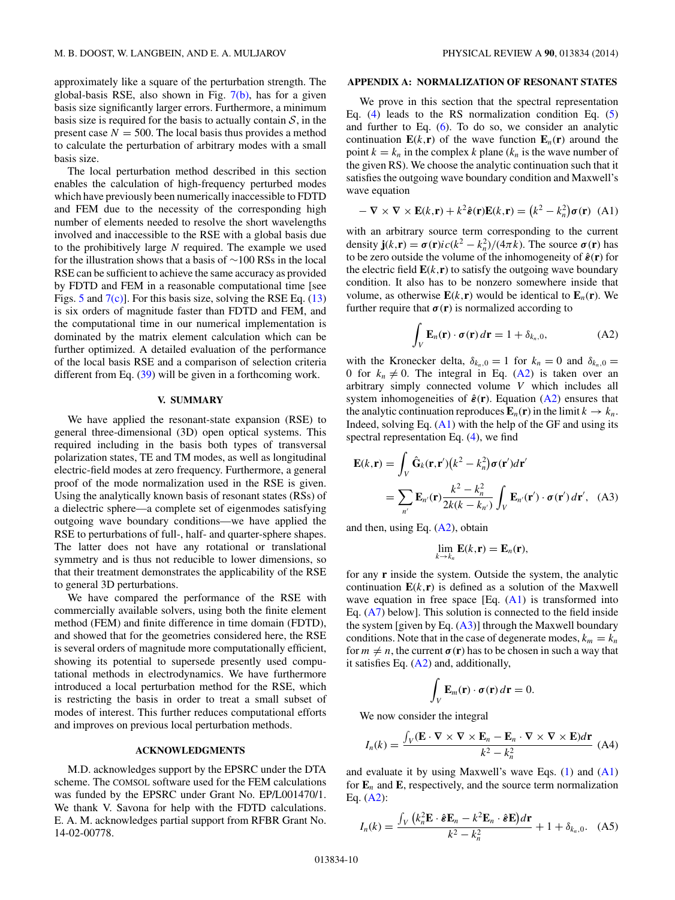approximately like a square of the perturbation strength. The global-basis RSE, also shown in Fig. 7(b), has for a given basis size significantly larger errors. Furthermore, a minimum basis size is required for the basis to actually contain $\mathcal{S}$, in the present case $N = 500$. The local basis thus provides a method to calculate the perturbation of arbitrary modes with a small basis size.

The local perturbation method described in this section enables the calculation of high-frequency perturbed modes which have previously been numerically inaccessible to FDTD and FEM due to the necessity of the corresponding high number of elements needed to resolve the short wavelengths involved and inaccessible to the RSE with a global basis due to the prohibitively large $N$ required. The example we used for the illustration shows that a basis of $\sim$100 RSs in the local RSE can be sufficient to achieve the same accuracy as provided by FDTD and FEM in a reasonable computational time [see Figs. 5 and 7(c)]. For this basis size, solving the RSE Eq. (13) is six orders of magnitude faster than FDTD and FEM, and the computational time in our numerical implementation is dominated by the matrix element calculation which can be further optimized. A detailed evaluation of the performance of the local basis RSE and a comparison of selection criteria different from Eq. (39) will be given in a forthcoming work.

## V. SUMMARY

We have applied the resonant-state expansion (RSE) to general three-dimensional (3D) open optical systems. This required including in the basis both types of transversal polarization states, TE and TM modes, as well as longitudinal electric-field modes at zero frequency. Furthermore, a general proof of the mode normalization used in the RSE is given. Using the analytically known basis of resonant states (RSs) of a dielectric sphere—a complete set of eigenmodes satisfying outgoing wave boundary conditions—we have applied the RSE to perturbations of full-, half- and quarter-sphere shapes. The latter does not have any rotational or translational symmetry and is thus not reducible to lower dimensions, so that their treatment demonstrates the applicability of the RSE to general 3D perturbations.

We have compared the performance of the RSE with commercially available solvers, using both the finite element method (FEM) and finite difference in time domain (FDTD), and showed that for the geometries considered here, the RSE is several orders of magnitude more computationally efficient, showing its potential to supersede presently used computational methods in electrodynamics. We have furthermore introduced a local perturbation method for the RSE, which is restricting the basis in order to treat a small subset of modes of interest. This further reduces computational efforts and improves on previous local perturbation methods.

## ACKNOWLEDGMENTS

M.D. acknowledges support by the EPSRC under the DTA scheme. The COMSOL software used for the FEM calculations was funded by the EPSRC under Grant No. EP/L001470/1. We thank V. Savona for help with the FDTD calculations. E. A. M. acknowledges partial support from RFBR Grant No. 14-02-00778.

## APPENDIX A: NORMALIZATION OF RESONANT STATES

We prove in this section that the spectral representation Eq. (4) leads to the RS normalization condition Eq. (5) and further to Eq. (6). To do so, we consider an analytic continuation $\mathbf{E}(k,\mathbf{r})$ of the wave function $\mathbf{E}_n(\mathbf{r})$ around the point $k = k_n$ in the complex $k$ plane ($k_n$ is the wave number of the given RS). We choose the analytic continuation such that it satisfies the outgoing wave boundary condition and Maxwell's wave equation

$$-\nabla\times\nabla\times\mathbf{E}(k,\mathbf{r}) + k^2\hat{\boldsymbol{\varepsilon}}(\mathbf{r})\mathbf{E}(k,\mathbf{r}) = \left(k^2 - k_n^2\right)\boldsymbol{\sigma}(\mathbf{r}) \quad \text{(A1)}$$

with an arbitrary source term corresponding to the current density $\mathbf{j}(k,\mathbf{r}) = \boldsymbol{\sigma}(\mathbf{r})ic(k^2 - k_n^2)/(4\pi k)$. The source $\boldsymbol{\sigma}(\mathbf{r})$ has to be zero outside the volume of the inhomogeneity of $\hat{\boldsymbol{\varepsilon}}(\mathbf{r})$ for the electric field $\mathbf{E}(k,\mathbf{r})$ to satisfy the outgoing wave boundary condition. It also has to be nonzero somewhere inside that volume, as otherwise $\mathbf{E}(k,\mathbf{r})$ would be identical to $\mathbf{E}_n(\mathbf{r})$. We further require that $\boldsymbol{\sigma}(\mathbf{r})$ is normalized according to

$$\int_V \mathbf{E}_n(\mathbf{r})\cdot\boldsymbol{\sigma}(\mathbf{r})\,d\mathbf{r} = 1 + \delta_{k_n,0}, \quad \text{(A2)}$$

with the Kronecker delta, $\delta_{k_n,0} = 1$ for $k_n = 0$ and $\delta_{k_n,0} = 0$ for $k_n \neq 0$. The integral in Eq. (A2) is taken over an arbitrary simply connected volume $V$ which includes all system inhomogeneities of $\hat{\boldsymbol{\varepsilon}}(\mathbf{r})$. Equation (A2) ensures that the analytic continuation reproduces $\mathbf{E}_n(\mathbf{r})$ in the limit $k \to k_n$. Indeed, solving Eq. (A1) with the help of the GF and using its spectral representation Eq. (4), we find

$$\begin{aligned}\mathbf{E}(k,\mathbf{r}) &= \int_V \hat{\mathbf{G}}_k(\mathbf{r},\mathbf{r}')\left(k^2 - k_n^2\right)\boldsymbol{\sigma}(\mathbf{r}')d\mathbf{r}' \\ &= \sum_{n'} \mathbf{E}_{n'}(\mathbf{r})\frac{k^2 - k_n^2}{2k(k - k_{n'})}\int_V \mathbf{E}_{n'}(\mathbf{r}')\cdot\boldsymbol{\sigma}(\mathbf{r}')\,d\mathbf{r}', \quad \text{(A3)}\end{aligned}$$

and then, using Eq. (A2), obtain

$$\lim_{k\to k_n}\mathbf{E}(k,\mathbf{r}) = \mathbf{E}_n(\mathbf{r}),$$

for any $\mathbf{r}$ inside the system. Outside the system, the analytic continuation $\mathbf{E}(k,\mathbf{r})$ is defined as a solution of the Maxwell wave equation in free space [Eq. (A1) is transformed into Eq. (A7) below]. This solution is connected to the field inside the system [given by Eq. (A3)] through the Maxwell boundary conditions. Note that in the case of degenerate modes, $k_m = k_n$ for $m \neq n$, the current $\boldsymbol{\sigma}(\mathbf{r})$ has to be chosen in such a way that it satisfies Eq. (A2) and, additionally,

$$\int_V \mathbf{E}_m(\mathbf{r})\cdot\boldsymbol{\sigma}(\mathbf{r})\,d\mathbf{r} = 0.$$

We now consider the integral

$$I_n(k) = \frac{\int_V (\mathbf{E}\cdot\nabla\times\nabla\times\mathbf{E}_n - \mathbf{E}_n\cdot\nabla\times\nabla\times\mathbf{E})d\mathbf{r}}{k^2 - k_n^2} \quad \text{(A4)}$$

and evaluate it by using Maxwell's wave Eqs. (1) and (A1) for $\mathbf{E}_n$ and $\mathbf{E}$, respectively, and the source term normalization Eq. (A2):

$$I_n(k) = \frac{\int_V \left(k_n^2\mathbf{E}\cdot\hat{\boldsymbol{\varepsilon}}\mathbf{E}_n - k^2\mathbf{E}_n\cdot\hat{\boldsymbol{\varepsilon}}\mathbf{E}\right)d\mathbf{r}}{k^2 - k_n^2} + 1 + \delta_{k_n,0}. \quad \text{(A5)}$$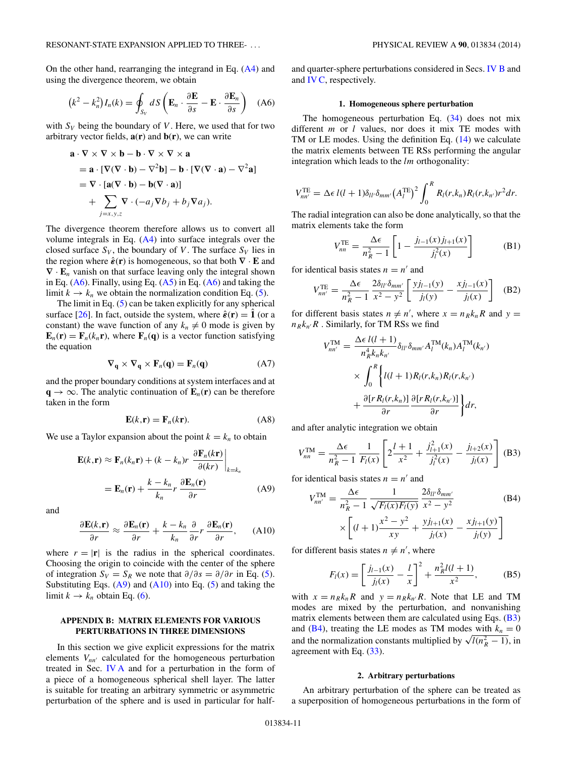On the other hand, rearranging the integrand in Eq. (A4) and using the divergence theorem, we obtain

$$\left(k^2 - k_n^2\right) I_n(k) = \oint_{S_V} dS \left( \mathbf{E}_n \cdot \frac{\partial \mathbf{E}}{\partial s} - \mathbf{E} \cdot \frac{\partial \mathbf{E}_n}{\partial s} \right) \quad \text{(A6)}$$

with $S_V$ being the boundary of $V$. Here, we used that for two arbitrary vector fields, $\mathbf{a}(\mathbf{r})$ and $\mathbf{b}(\mathbf{r})$, we can write

$$\begin{aligned}
&\mathbf{a} \cdot \nabla \times \nabla \times \mathbf{b} - \mathbf{b} \cdot \nabla \times \nabla \times \mathbf{a} \\
&= \mathbf{a} \cdot [\nabla(\nabla \cdot \mathbf{b}) - \nabla^2 \mathbf{b}] - \mathbf{b} \cdot [\nabla(\nabla \cdot \mathbf{a}) - \nabla^2 \mathbf{a}] \\
&= \nabla \cdot [\mathbf{a}(\nabla \cdot \mathbf{b}) - \mathbf{b}(\nabla \cdot \mathbf{a})] \\
&\quad + \sum_{j=x,y,z} \nabla \cdot (-a_j \nabla b_j + b_j \nabla a_j).
\end{aligned}$$

The divergence theorem therefore allows us to convert all volume integrals in Eq. (A4) into surface integrals over the closed surface $S_V$, the boundary of $V$. The surface $S_V$ lies in the region where $\hat{\boldsymbol{\varepsilon}}(\mathbf{r})$ is homogeneous, so that both $\nabla \cdot \mathbf{E}$ and $\nabla \cdot \mathbf{E}_n$ vanish on that surface leaving only the integral shown in Eq. (A6). Finally, using Eq. (A5) in Eq. (A6) and taking the limit $k \to k_n$ we obtain the normalization condition Eq. (5).

The limit in Eq. (5) can be taken explicitly for any spherical surface [26]. In fact, outside the system, where $\hat{\boldsymbol{\varepsilon}}(\mathbf{r}) = \hat{\mathbf{1}}$ (or a constant) the wave function of any $k_n \neq 0$ mode is given by $\mathbf{E}_n(\mathbf{r}) = \mathbf{F}_n(k_n \mathbf{r})$, where $\mathbf{F}_n(\mathbf{q})$ is a vector function satisfying the equation

$$\nabla_{\mathbf{q}} \times \nabla_{\mathbf{q}} \times \mathbf{F}_n(\mathbf{q}) = \mathbf{F}_n(\mathbf{q}) \quad \text{(A7)}$$

and the proper boundary conditions at system interfaces and at $\mathbf{q} \to \infty$. The analytic continuation of $\mathbf{E}_n(\mathbf{r})$ can be therefore taken in the form

$$\mathbf{E}(k,\mathbf{r}) = \mathbf{F}_n(k\mathbf{r}). \quad \text{(A8)}$$

We use a Taylor expansion about the point $k = k_n$ to obtain

$$\begin{aligned}
\mathbf{E}(k,\mathbf{r}) &\approx \mathbf{F}_n(k_n \mathbf{r}) + (k - k_n) r \left. \frac{\partial \mathbf{F}_n(k\mathbf{r})}{\partial (kr)} \right|_{k=k_n} \\
&= \mathbf{E}_n(\mathbf{r}) + \frac{k - k_n}{k_n} r \frac{\partial \mathbf{E}_n(\mathbf{r})}{\partial r} \qquad \text{(A9)}
\end{aligned}$$

and

$$\frac{\partial \mathbf{E}(k,\mathbf{r})}{\partial r} \approx \frac{\partial \mathbf{E}_n(\mathbf{r})}{\partial r} + \frac{k - k_n}{k_n} \frac{\partial}{\partial r} r \frac{\partial \mathbf{E}_n(\mathbf{r})}{\partial r}, \quad \text{(A10)}$$

where $r = |\mathbf{r}|$ is the radius in the spherical coordinates. Choosing the origin to coincide with the center of the sphere of integration $S_V = S_R$ we note that $\partial/\partial s = \partial/\partial r$ in Eq. (5). Substituting Eqs. (A9) and (A10) into Eq. (5) and taking the limit $k \to k_n$ obtain Eq. (6).

## APPENDIX B: MATRIX ELEMENTS FOR VARIOUS PERTURBATIONS IN THREE DIMENSIONS

In this section we give explicit expressions for the matrix elements $V_{nn'}$ calculated for the homogeneous perturbation treated in Sec. IV A and for a perturbation in the form of a piece of a homogeneous spherical shell layer. The latter is suitable for treating an arbitrary symmetric or asymmetric perturbation of the sphere and is used in particular for half- and quarter-sphere perturbations considered in Secs. IV B and and IV C, respectively.

### 1. Homogeneous sphere perturbation

The homogeneous perturbation Eq. (34) does not mix different $m$ or $l$ values, nor does it mix TE modes with TM or LE modes. Using the definition Eq. (14) we calculate the matrix elements between TE RSs performing the angular integration which leads to the $lm$ orthogonality:

$$V_{nn'}^{\text{TE}} = \Delta\epsilon\, l(l+1) \delta_{ll'} \delta_{mm'} \left(A_l^{\text{TE}}\right)^2 \int_0^R R_l(r,k_n) R_l(r,k_{n'}) r^2 dr.$$

The radial integration can also be done analytically, so that the matrix elements take the form

$$V_{nn}^{\text{TE}} = \frac{\Delta\epsilon}{n_R^2 - 1} \left[ 1 - \frac{j_{l-1}(x) j_{l+1}(x)}{j_l^2(x)} \right] \quad \text{(B1)}$$

for identical basis states $n = n'$ and

$$V_{nn'}^{\text{TE}} = \frac{\Delta\epsilon}{n_R^2 - 1} \frac{2\delta_{ll'}\delta_{mm'}}{x^2 - y^2} \left[ \frac{y j_{l-1}(y)}{j_l(y)} - \frac{x j_{l-1}(x)}{j_l(x)} \right] \quad \text{(B2)}$$

for different basis states $n \neq n'$, where $x = n_R k_n R$ and $y = n_R k_{n'} R$. Similarly, for TM RSs we find

$$\begin{aligned}
V_{nn'}^{\text{TM}} &= \frac{\Delta\epsilon\, l(l+1)}{n_R^4 k_n k_{n'}} \delta_{ll'} \delta_{mm'} A_l^{\text{TM}}(k_n) A_l^{\text{TM}}(k_{n'}) \\
&\quad \times \int_0^R \bigg\{ l(l+1) R_l(r,k_n) R_l(r,k_{n'}) \\
&\quad + \frac{\partial [r R_l(r,k_n)]}{\partial r} \frac{\partial [r R_l(r,k_{n'})]}{\partial r} \bigg\} dr,
\end{aligned}$$

and after analytic integration we obtain

$$V_{nn}^{\text{TM}} = \frac{\Delta\epsilon}{n_R^2 - 1} \frac{1}{F_l(x)} \left[ 2\frac{l+1}{x^2} + \frac{j_{l+1}^2(x)}{j_l^2(x)} - \frac{j_{l+2}(x)}{j_l(x)} \right] \quad \text{(B3)}$$

for identical basis states $n = n'$ and

$$\begin{aligned}
V_{nn'}^{\text{TM}} &= \frac{\Delta\epsilon}{n_R^2 - 1} \frac{1}{\sqrt{F_l(x) F_l(y)}} \frac{2\delta_{ll'}\delta_{mm'}}{x^2 - y^2} \qquad \text{(B4)} \\
&\quad \times \left[ (l+1)\frac{x^2 - y^2}{xy} + \frac{y j_{l+1}(x)}{j_l(x)} - \frac{x j_{l+1}(y)}{j_l(y)} \right]
\end{aligned}$$

for different basis states $n \neq n'$, where

$$F_l(x) = \left[ \frac{j_{l-1}(x)}{j_l(x)} - \frac{l}{x} \right]^2 + \frac{n_R^2 l(l+1)}{x^2}, \quad \text{(B5)}$$

with $x = n_R k_n R$ and $y = n_R k_{n'} R$. Note that LE and TM modes are mixed by the perturbation, and nonvanishing matrix elements between them are calculated using Eqs. (B3) and (B4), treating the LE modes as TM modes with $k_n = 0$ and the normalization constants multiplied by $\sqrt{l(n_R^2 - 1)}$, in agreement with Eq. (33).

### 2. Arbitrary perturbations

An arbitrary perturbation of the sphere can be treated as a superposition of homogeneous perturbations in the form of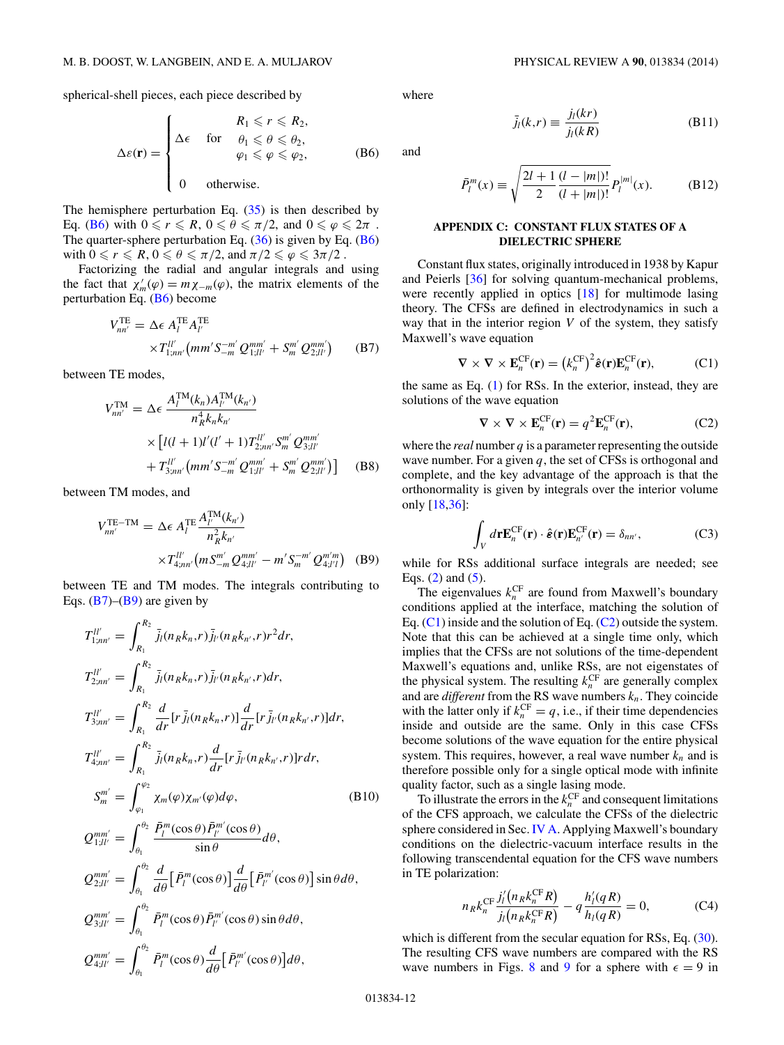spherical-shell pieces, each piece described by

$$\Delta\varepsilon(\mathbf{r}) = \begin{cases} \Delta\epsilon \quad \text{for} & \begin{array}{l} R_1 \leqslant r \leqslant R_2, \\ \theta_1 \leqslant \theta \leqslant \theta_2, \\ \varphi_1 \leqslant \varphi \leqslant \varphi_2, \end{array} \\ 0 \quad \text{otherwise.} \end{cases} \tag{B6}$$

The hemisphere perturbation Eq. (35) is then described by Eq. (B6) with $0 \leqslant r \leqslant R$, $0 \leqslant \theta \leqslant \pi/2$, and $0 \leqslant \varphi \leqslant 2\pi$ . The quarter-sphere perturbation Eq. (36) is given by Eq. (B6) with $0 \leqslant r \leqslant R$, $0 \leqslant \theta \leqslant \pi/2$, and $\pi/2 \leqslant \varphi \leqslant 3\pi/2$ .

Factorizing the radial and angular integrals and using the fact that $\chi_m'(\varphi) = m\chi_{-m}(\varphi)$, the matrix elements of the perturbation Eq. (B6) become

$$V_{nn'}^{\rm TE} = \Delta\epsilon\, A_l^{\rm TE} A_{l'}^{\rm TE} \times T_{1;nn'}^{ll'}\left(mm' S_{-m}^{-m'} Q_{1;ll'}^{mm'} + S_m^{m'} Q_{2;ll'}^{mm'}\right) \tag{B7}$$

between TE modes,

$$V_{nn'}^{\rm TM} = \Delta\epsilon\, \frac{A_l^{\rm TM}(k_n) A_{l'}^{\rm TM}(k_{n'})}{n_R^4 k_n k_{n'}} \times \left[l(l+1)l'(l'+1) T_{2;nn'}^{ll'} S_m^{m'} Q_{3;ll'}^{mm'} + T_{3;nn'}^{ll'}\left(mm' S_{-m}^{-m'} Q_{1;ll'}^{mm'} + S_m^{m'} Q_{2;ll'}^{mm'}\right)\right] \tag{B8}$$

between TM modes, and

$$V_{nn'}^{\rm TE-TM} = \Delta\epsilon\, A_l^{\rm TE} \frac{A_{l'}^{\rm TM}(k_{n'})}{n_R^2 k_{n'}} \times T_{4;nn'}^{ll'}\left(m S_{-m}^{m'} Q_{4;ll'}^{mm'} - m' S_m^{-m'} Q_{4;l'l}^{m'm}\right) \tag{B9}$$

between TE and TM modes. The integrals contributing to Eqs. (B7)–(B9) are given by

$$\begin{aligned}
T_{1;nn'}^{ll'} &= \int_{R_1}^{R_2} \bar{j}_l(n_R k_n, r)\bar{j}_{l'}(n_R k_{n'}, r) r^2 dr, \\
T_{2;nn'}^{ll'} &= \int_{R_1}^{R_2} \bar{j}_l(n_R k_n, r)\bar{j}_{l'}(n_R k_{n'}, r) dr, \\
T_{3;nn'}^{ll'} &= \int_{R_1}^{R_2} \frac{d}{dr}[r\,\bar{j}_l(n_R k_n, r)]\frac{d}{dr}[r\,\bar{j}_{l'}(n_R k_{n'}, r)] dr, \\
T_{4;nn'}^{ll'} &= \int_{R_1}^{R_2} \bar{j}_l(n_R k_n, r)\frac{d}{dr}[r\,\bar{j}_{l'}(n_R k_{n'}, r)] r dr, \\
S_m^{m'} &= \int_{\varphi_1}^{\varphi_2} \chi_m(\varphi)\chi_{m'}(\varphi) d\varphi, \\
Q_{1;ll'}^{mm'} &= \int_{\theta_1}^{\theta_2} \frac{\bar{P}_l^m(\cos\theta)\bar{P}_{l'}^{m'}(\cos\theta)}{\sin\theta} d\theta, \\
Q_{2;ll'}^{mm'} &= \int_{\theta_1}^{\theta_2} \frac{d}{d\theta}\left[\bar{P}_l^m(\cos\theta)\right]\frac{d}{d\theta}\left[\bar{P}_{l'}^{m'}(\cos\theta)\right]\sin\theta d\theta, \\
Q_{3;ll'}^{mm'} &= \int_{\theta_1}^{\theta_2} \bar{P}_l^m(\cos\theta)\bar{P}_{l'}^{m'}(\cos\theta)\sin\theta d\theta, \\
Q_{4;ll'}^{mm'} &= \int_{\theta_1}^{\theta_2} \bar{P}_l^m(\cos\theta)\frac{d}{d\theta}\left[\bar{P}_{l'}^{m'}(\cos\theta)\right] d\theta,
\end{aligned} \tag{B10}$$

where

$$\bar{j}_l(k, r) \equiv \frac{j_l(kr)}{j_l(kR)} \tag{B11}$$

and

$$\bar{P}_l^m(x) \equiv \sqrt{\frac{2l+1}{2}\frac{(l-|m|)!}{(l+|m|)!}} P_l^{|m|}(x). \tag{B12}$$

## APPENDIX C: CONSTANT FLUX STATES OF A DIELECTRIC SPHERE

Constant flux states, originally introduced in 1938 by Kapur and Peierls [36] for solving quantum-mechanical problems, were recently applied in optics [18] for multimode lasing theory. The CFSs are defined in electrodynamics in such a way that in the interior region $V$ of the system, they satisfy Maxwell's wave equation

$$\nabla \times \nabla \times \mathbf{E}_n^{\rm CF}(\mathbf{r}) = \left(k_n^{\rm CF}\right)^2 \hat{\boldsymbol{\varepsilon}}(\mathbf{r})\mathbf{E}_n^{\rm CF}(\mathbf{r}), \tag{C1}$$

the same as Eq. (1) for RSs. In the exterior, instead, they are solutions of the wave equation

$$\nabla \times \nabla \times \mathbf{E}_n^{\rm CF}(\mathbf{r}) = q^2 \mathbf{E}_n^{\rm CF}(\mathbf{r}), \tag{C2}$$

where the *real* number $q$ is a parameter representing the outside wave number. For a given $q$, the set of CFSs is orthogonal and complete, and the key advantage of the approach is that the orthonormality is given by integrals over the interior volume only [18,36]:

$$\int_V d\mathbf{r} \mathbf{E}_n^{\rm CF}(\mathbf{r}) \cdot \hat{\boldsymbol{\varepsilon}}(\mathbf{r})\mathbf{E}_{n'}^{\rm CF}(\mathbf{r}) = \delta_{nn'}, \tag{C3}$$

while for RSs additional surface integrals are needed; see Eqs. (2) and (5).

The eigenvalues $k_n^{\rm CF}$ are found from Maxwell's boundary conditions applied at the interface, matching the solution of Eq. (C1) inside and the solution of Eq. (C2) outside the system. Note that this can be achieved at a single time only, which implies that the CFSs are not solutions of the time-dependent Maxwell's equations and, unlike RSs, are not eigenstates of the physical system. The resulting $k_n^{\rm CF}$ are generally complex and are *different* from the RS wave numbers $k_n$. They coincide with the latter only if $k_n^{\rm CF} = q$, i.e., if their time dependencies inside and outside are the same. Only in this case CFSs become solutions of the wave equation for the entire physical system. This requires, however, a real wave number $k_n$ and is therefore possible only for a single optical mode with infinite quality factor, such as a single lasing mode.

To illustrate the errors in the $k_n^{\rm CF}$ and consequent limitations of the CFS approach, we calculate the CFSs of the dielectric sphere considered in Sec. IV A. Applying Maxwell's boundary conditions on the dielectric-vacuum interface results in the following transcendental equation for the CFS wave numbers in TE polarization:

$$n_R k_n^{\rm CF} \frac{j_l'\left(n_R k_n^{\rm CF} R\right)}{j_l\left(n_R k_n^{\rm CF} R\right)} - q\frac{h_l'(qR)}{h_l(qR)} = 0, \tag{C4}$$

which is different from the secular equation for RSs, Eq. (30). The resulting CFS wave numbers are compared with the RS wave numbers in Figs. 8 and 9 for a sphere with $\epsilon = 9$ in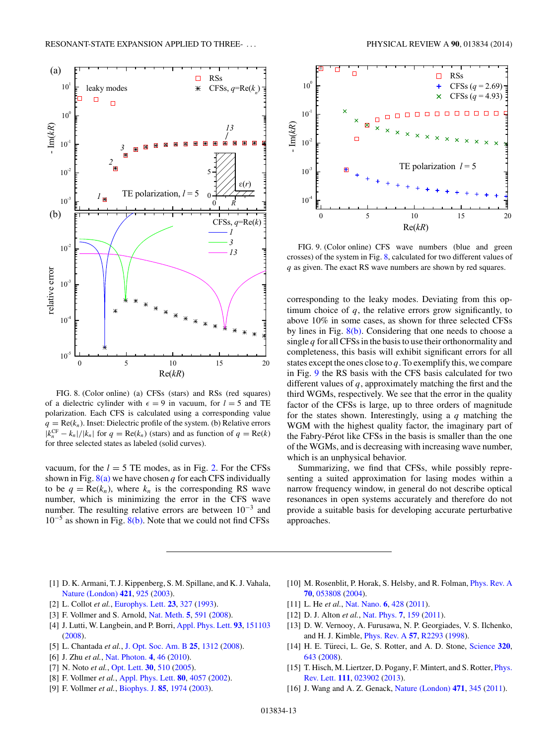FIG. 8. (Color online) (a) CFSs (stars) and RSs (red squares) of a dielectric cylinder with $\epsilon = 9$ in vacuum, for $l = 5$ and TE polarization. Each CFS is calculated using a corresponding value $q = \mathrm{Re}(k_n)$. Inset: Dielectric profile of the system. (b) Relative errors $|k_n^{\mathrm{CF}} - k_n|/|k_n|$ for $q = \mathrm{Re}(k_n)$ (stars) and as function of $q = \mathrm{Re}(k)$ for three selected states as labeled (solid curves).

vacuum, for the $l = 5$ TE modes, as in Fig. 2. For the CFSs shown in Fig. 8(a) we have chosen $q$ for each CFS individually to be $q = \mathrm{Re}(k_n)$, where $k_n$ is the corresponding RS wave number, which is minimizing the error in the CFS wave number. The resulting relative errors are between $10^{-3}$ and $10^{-5}$ as shown in Fig. 8(b). Note that we could not find CFSs corresponding to the leaky modes. Deviating from this optimum choice of $q$, the relative errors grow significantly, to above 10% in some cases, as shown for three selected CFSs by lines in Fig. 8(b). Considering that one needs to choose a single $q$ for all CFSs in the basis to use their orthonormality and completeness, this basis will exhibit significant errors for all states except the ones close to $q$. To exemplify this, we compare in Fig. 9 the RS basis with the CFS basis calculated for two different values of $q$, approximately matching the first and the third WGMs, respectively. We see that the error in the quality factor of the CFSs is large, up to three orders of magnitude for the states shown. Interestingly, using a $q$ matching the WGM with the highest quality factor, the imaginary part of the Fabry-Pérot like CFSs in the basis is smaller than the one of the WGMs, and is decreasing with increasing wave number, which is an unphysical behavior.

FIG. 9. (Color online) CFS wave numbers (blue and green crosses) of the system in Fig. 8, calculated for two different values of $q$ as given. The exact RS wave numbers are shown by red squares.

Summarizing, we find that CFSs, while possibly representing a suited approximation for lasing modes within a narrow frequency window, in general do not describe optical resonances in open systems accurately and therefore do not provide a suitable basis for developing accurate perturbative approaches.

---

[1] D. K. Armani, T. J. Kippenberg, S. M. Spillane, and K. J. Vahala, Nature (London) **421**, 925 (2003).

[2] L. Collot *et al.*, Europhys. Lett. **23**, 327 (1993).

[3] F. Vollmer and S. Arnold, Nat. Meth. **5**, 591 (2008).

[4] J. Lutti, W. Langbein, and P. Borri, Appl. Phys. Lett. **93**, 151103 (2008).

[5] L. Chantada *et al.*, J. Opt. Soc. Am. B **25**, 1312 (2008).

[6] J. Zhu *et al.*, Nat. Photon. **4**, 46 (2010).

[7] N. Noto *et al.*, Opt. Lett. **30**, 510 (2005).

[8] F. Vollmer *et al.*, Appl. Phys. Lett. **80**, 4057 (2002).

[9] F. Vollmer *et al.*, Biophys. J. **85**, 1974 (2003).

[10] M. Rosenblit, P. Horak, S. Helsby, and R. Folman, Phys. Rev. A **70**, 053808 (2004).

[11] L. He *et al.*, Nat. Nano. **6**, 428 (2011).

[12] D. J. Alton *et al.*, Nat. Phys. **7**, 159 (2011).

[13] D. W. Vernooy, A. Furusawa, N. P. Georgiades, V. S. Ilchenko, and H. J. Kimble, Phys. Rev. A **57**, R2293 (1998).

[14] H. E. Türeci, L. Ge, S. Rotter, and A. D. Stone, Science **320**, 643 (2008).

[15] T. Hisch, M. Liertzer, D. Pogany, F. Mintert, and S. Rotter, Phys. Rev. Lett. **111**, 023902 (2013).

[16] J. Wang and A. Z. Genack, Nature (London) **471**, 345 (2011).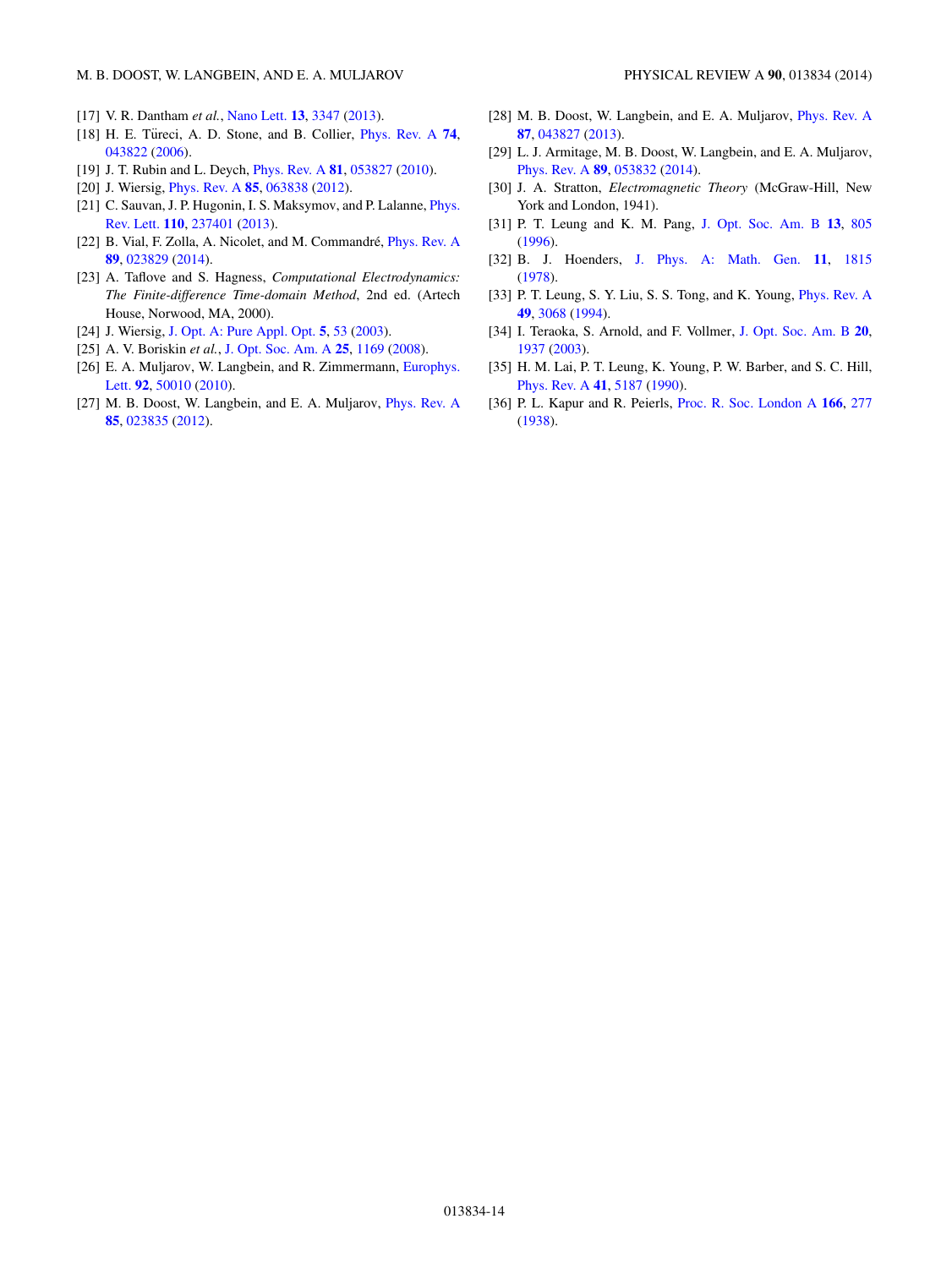[17] V. R. Dantham *et al.*, Nano Lett. **13**, 3347 (2013).

[18] H. E. Türeci, A. D. Stone, and B. Collier, Phys. Rev. A **74**, 043822 (2006).

[19] J. T. Rubin and L. Deych, Phys. Rev. A **81**, 053827 (2010).

[20] J. Wiersig, Phys. Rev. A **85**, 063838 (2012).

[21] C. Sauvan, J. P. Hugonin, I. S. Maksymov, and P. Lalanne, Phys. Rev. Lett. **110**, 237401 (2013).

[22] B. Vial, F. Zolla, A. Nicolet, and M. Commandré, Phys. Rev. A **89**, 023829 (2014).

[23] A. Taflove and S. Hagness, *Computational Electrodynamics: The Finite-difference Time-domain Method*, 2nd ed. (Artech House, Norwood, MA, 2000).

[24] J. Wiersig, J. Opt. A: Pure Appl. Opt. **5**, 53 (2003).

[25] A. V. Boriskin *et al.*, J. Opt. Soc. Am. A **25**, 1169 (2008).

[26] E. A. Muljarov, W. Langbein, and R. Zimmermann, Europhys. Lett. **92**, 50010 (2010).

[27] M. B. Doost, W. Langbein, and E. A. Muljarov, Phys. Rev. A **85**, 023835 (2012).

[28] M. B. Doost, W. Langbein, and E. A. Muljarov, Phys. Rev. A **87**, 043827 (2013).

[29] L. J. Armitage, M. B. Doost, W. Langbein, and E. A. Muljarov, Phys. Rev. A **89**, 053832 (2014).

[30] J. A. Stratton, *Electromagnetic Theory* (McGraw-Hill, New York and London, 1941).

[31] P. T. Leung and K. M. Pang, J. Opt. Soc. Am. B **13**, 805 (1996).

[32] B. J. Hoenders, J. Phys. A: Math. Gen. **11**, 1815 (1978).

[33] P. T. Leung, S. Y. Liu, S. S. Tong, and K. Young, Phys. Rev. A **49**, 3068 (1994).

[34] I. Teraoka, S. Arnold, and F. Vollmer, J. Opt. Soc. Am. B **20**, 1937 (2003).

[35] H. M. Lai, P. T. Leung, K. Young, P. W. Barber, and S. C. Hill, Phys. Rev. A **41**, 5187 (1990).

[36] P. L. Kapur and R. Peierls, Proc. R. Soc. London A **166**, 277 (1938).